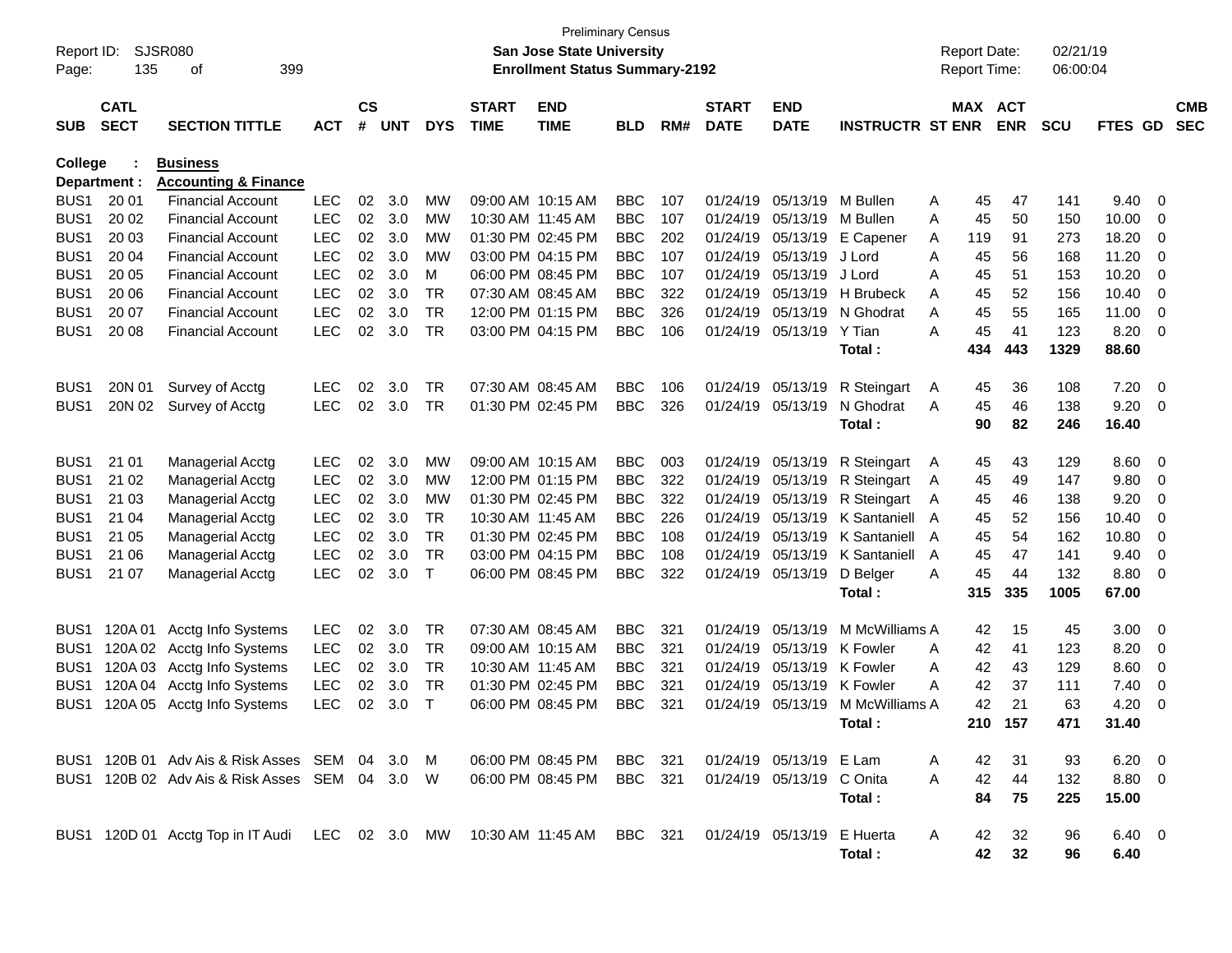Preliminary Census

**San Jose State University**

**Enrollment Status Summary-2192**

Report ID: SJSR080

Report Date: 02/21/19
Report Time: 06:00:04

**College : Business**

**Department : Accounting & Finance**

| SUB | CATL SECT | SECTION TITTLE | ACT | CS # | UNT | DYS | START TIME | END TIME | BLD | RM# | START DATE | END DATE | INSTRUCTR | ST | MAX ENR | ACT ENR | SCU | FTES | GD | CMB SEC |
|---|---|---|---|---|---|---|---|---|---|---|---|---|---|---|---|---|---|---|---|---|
| BUS1 | 20 01 | Financial Account | LEC | 02 | 3.0 | MW | 09:00 AM | 10:15 AM | BBC | 107 | 01/24/19 | 05/13/19 | M Bullen | A | 45 | 47 | 141 | 9.40 | 0 | |
| BUS1 | 20 02 | Financial Account | LEC | 02 | 3.0 | MW | 10:30 AM | 11:45 AM | BBC | 107 | 01/24/19 | 05/13/19 | M Bullen | A | 45 | 50 | 150 | 10.00 | 0 | |
| BUS1 | 20 03 | Financial Account | LEC | 02 | 3.0 | MW | 01:30 PM | 02:45 PM | BBC | 202 | 01/24/19 | 05/13/19 | E Capener | A | 119 | 91 | 273 | 18.20 | 0 | |
| BUS1 | 20 04 | Financial Account | LEC | 02 | 3.0 | MW | 03:00 PM | 04:15 PM | BBC | 107 | 01/24/19 | 05/13/19 | J Lord | A | 45 | 56 | 168 | 11.20 | 0 | |
| BUS1 | 20 05 | Financial Account | LEC | 02 | 3.0 | M | 06:00 PM | 08:45 PM | BBC | 107 | 01/24/19 | 05/13/19 | J Lord | A | 45 | 51 | 153 | 10.20 | 0 | |
| BUS1 | 20 06 | Financial Account | LEC | 02 | 3.0 | TR | 07:30 AM | 08:45 AM | BBC | 322 | 01/24/19 | 05/13/19 | H Brubeck | A | 45 | 52 | 156 | 10.40 | 0 | |
| BUS1 | 20 07 | Financial Account | LEC | 02 | 3.0 | TR | 12:00 PM | 01:15 PM | BBC | 326 | 01/24/19 | 05/13/19 | N Ghodrat | A | 45 | 55 | 165 | 11.00 | 0 | |
| BUS1 | 20 08 | Financial Account | LEC | 02 | 3.0 | TR | 03:00 PM | 04:15 PM | BBC | 106 | 01/24/19 | 05/13/19 | Y Tian | A | 45 | 41 | 123 | 8.20 | 0 | |
| | | | | | | | | | | | | | **Total :** | | **434** | **443** | **1329** | **88.60** | | |
| BUS1 | 20N 01 | Survey of Acctg | LEC | 02 | 3.0 | TR | 07:30 AM | 08:45 AM | BBC | 106 | 01/24/19 | 05/13/19 | R Steingart | A | 45 | 36 | 108 | 7.20 | 0 | |
| BUS1 | 20N 02 | Survey of Acctg | LEC | 02 | 3.0 | TR | 01:30 PM | 02:45 PM | BBC | 326 | 01/24/19 | 05/13/19 | N Ghodrat | A | 45 | 46 | 138 | 9.20 | 0 | |
| | | | | | | | | | | | | | **Total :** | | **90** | **82** | **246** | **16.40** | | |
| BUS1 | 21 01 | Managerial Acctg | LEC | 02 | 3.0 | MW | 09:00 AM | 10:15 AM | BBC | 003 | 01/24/19 | 05/13/19 | R Steingart | A | 45 | 43 | 129 | 8.60 | 0 | |
| BUS1 | 21 02 | Managerial Acctg | LEC | 02 | 3.0 | MW | 12:00 PM | 01:15 PM | BBC | 322 | 01/24/19 | 05/13/19 | R Steingart | A | 45 | 49 | 147 | 9.80 | 0 | |
| BUS1 | 21 03 | Managerial Acctg | LEC | 02 | 3.0 | MW | 01:30 PM | 02:45 PM | BBC | 322 | 01/24/19 | 05/13/19 | R Steingart | A | 45 | 46 | 138 | 9.20 | 0 | |
| BUS1 | 21 04 | Managerial Acctg | LEC | 02 | 3.0 | TR | 10:30 AM | 11:45 AM | BBC | 226 | 01/24/19 | 05/13/19 | K Santaniell | A | 45 | 52 | 156 | 10.40 | 0 | |
| BUS1 | 21 05 | Managerial Acctg | LEC | 02 | 3.0 | TR | 01:30 PM | 02:45 PM | BBC | 108 | 01/24/19 | 05/13/19 | K Santaniell | A | 45 | 54 | 162 | 10.80 | 0 | |
| BUS1 | 21 06 | Managerial Acctg | LEC | 02 | 3.0 | TR | 03:00 PM | 04:15 PM | BBC | 108 | 01/24/19 | 05/13/19 | K Santaniell | A | 45 | 47 | 141 | 9.40 | 0 | |
| BUS1 | 21 07 | Managerial Acctg | LEC | 02 | 3.0 | T | 06:00 PM | 08:45 PM | BBC | 322 | 01/24/19 | 05/13/19 | D Belger | A | 45 | 44 | 132 | 8.80 | 0 | |
| | | | | | | | | | | | | | **Total :** | | **315** | **335** | **1005** | **67.00** | | |
| BUS1 | 120A 01 | Acctg Info Systems | LEC | 02 | 3.0 | TR | 07:30 AM | 08:45 AM | BBC | 321 | 01/24/19 | 05/13/19 | M McWilliams | A | 42 | 15 | 45 | 3.00 | 0 | |
| BUS1 | 120A 02 | Acctg Info Systems | LEC | 02 | 3.0 | TR | 09:00 AM | 10:15 AM | BBC | 321 | 01/24/19 | 05/13/19 | K Fowler | A | 42 | 41 | 123 | 8.20 | 0 | |
| BUS1 | 120A 03 | Acctg Info Systems | LEC | 02 | 3.0 | TR | 10:30 AM | 11:45 AM | BBC | 321 | 01/24/19 | 05/13/19 | K Fowler | A | 42 | 43 | 129 | 8.60 | 0 | |
| BUS1 | 120A 04 | Acctg Info Systems | LEC | 02 | 3.0 | TR | 01:30 PM | 02:45 PM | BBC | 321 | 01/24/19 | 05/13/19 | K Fowler | A | 42 | 37 | 111 | 7.40 | 0 | |
| BUS1 | 120A 05 | Acctg Info Systems | LEC | 02 | 3.0 | T | 06:00 PM | 08:45 PM | BBC | 321 | 01/24/19 | 05/13/19 | M McWilliams | A | 42 | 21 | 63 | 4.20 | 0 | |
| | | | | | | | | | | | | | **Total :** | | **210** | **157** | **471** | **31.40** | | |
| BUS1 | 120B 01 | Adv Ais & Risk Asses | SEM | 04 | 3.0 | M | 06:00 PM | 08:45 PM | BBC | 321 | 01/24/19 | 05/13/19 | E Lam | A | 42 | 31 | 93 | 6.20 | 0 | |
| BUS1 | 120B 02 | Adv Ais & Risk Asses | SEM | 04 | 3.0 | W | 06:00 PM | 08:45 PM | BBC | 321 | 01/24/19 | 05/13/19 | C Onita | A | 42 | 44 | 132 | 8.80 | 0 | |
| | | | | | | | | | | | | | **Total :** | | **84** | **75** | **225** | **15.00** | | |
| BUS1 | 120D 01 | Acctg Top in IT Audi | LEC | 02 | 3.0 | MW | 10:30 AM | 11:45 AM | BBC | 321 | 01/24/19 | 05/13/19 | E Huerta | A | 42 | 32 | 96 | 6.40 | 0 | |
| | | | | | | | | | | | | | **Total :** | | **42** | **32** | **96** | **6.40** | | |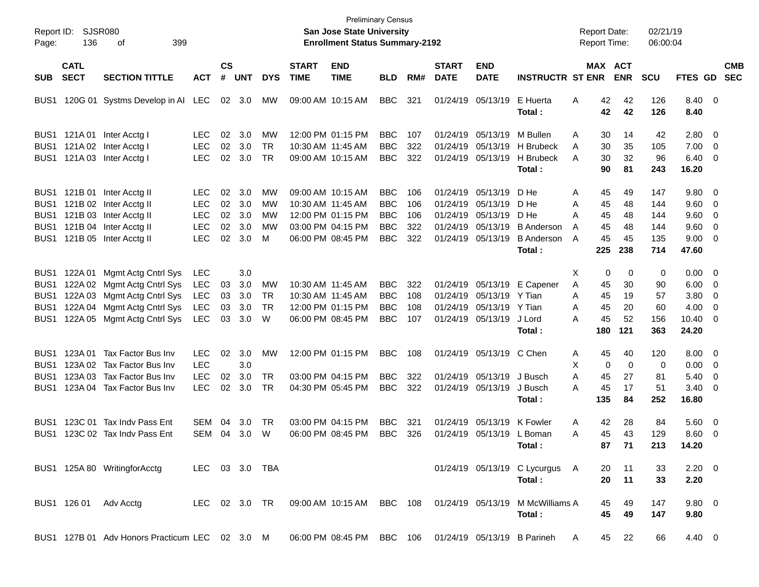Preliminary Census

Report ID: SJSR080

**San Jose State University**

**Enrollment Status Summary-2192**

Report Date: 02/21/19
Report Time: 06:00:04

| SUB | CATL SECT | SECTION TITTLE | ACT | CS # | UNT | DYS | START TIME | END TIME | BLD | RM# | START DATE | END DATE | INSTRUCTR | ST | MAX ENR | ACT ENR | SCU | FTES | GD | CMB SEC |
|---|---|---|---|---|---|---|---|---|---|---|---|---|---|---|---|---|---|---|---|---|
| BUS1 | 120G 01 | Systms Develop in AI | LEC | 02 | 3.0 | MW | 09:00 AM | 10:15 AM | BBC | 321 | 01/24/19 | 05/13/19 | E Huerta | A | 42 | 42 | 126 | 8.40 | 0 | |
| | | | | | | | | | | | | | **Total :** | | **42** | **42** | **126** | **8.40** | | |
| BUS1 | 121A 01 | Inter Acctg I | LEC | 02 | 3.0 | MW | 12:00 PM | 01:15 PM | BBC | 107 | 01/24/19 | 05/13/19 | M Bullen | A | 30 | 14 | 42 | 2.80 | 0 | |
| BUS1 | 121A 02 | Inter Acctg I | LEC | 02 | 3.0 | TR | 10:30 AM | 11:45 AM | BBC | 322 | 01/24/19 | 05/13/19 | H Brubeck | A | 30 | 35 | 105 | 7.00 | 0 | |
| BUS1 | 121A 03 | Inter Acctg I | LEC | 02 | 3.0 | TR | 09:00 AM | 10:15 AM | BBC | 322 | 01/24/19 | 05/13/19 | H Brubeck | A | 30 | 32 | 96 | 6.40 | 0 | |
| | | | | | | | | | | | | | **Total :** | | **90** | **81** | **243** | **16.20** | | |
| BUS1 | 121B 01 | Inter Acctg II | LEC | 02 | 3.0 | MW | 09:00 AM | 10:15 AM | BBC | 106 | 01/24/19 | 05/13/19 | D He | A | 45 | 49 | 147 | 9.80 | 0 | |
| BUS1 | 121B 02 | Inter Acctg II | LEC | 02 | 3.0 | MW | 10:30 AM | 11:45 AM | BBC | 106 | 01/24/19 | 05/13/19 | D He | A | 45 | 48 | 144 | 9.60 | 0 | |
| BUS1 | 121B 03 | Inter Acctg II | LEC | 02 | 3.0 | MW | 12:00 PM | 01:15 PM | BBC | 106 | 01/24/19 | 05/13/19 | D He | A | 45 | 48 | 144 | 9.60 | 0 | |
| BUS1 | 121B 04 | Inter Acctg II | LEC | 02 | 3.0 | MW | 03:00 PM | 04:15 PM | BBC | 322 | 01/24/19 | 05/13/19 | B Anderson | A | 45 | 48 | 144 | 9.60 | 0 | |
| BUS1 | 121B 05 | Inter Acctg II | LEC | 02 | 3.0 | M | 06:00 PM | 08:45 PM | BBC | 322 | 01/24/19 | 05/13/19 | B Anderson | A | 45 | 45 | 135 | 9.00 | 0 | |
| | | | | | | | | | | | | | **Total :** | | **225** | **238** | **714** | **47.60** | | |
| BUS1 | 122A 01 | Mgmt Actg Cntrl Sys | LEC | | 3.0 | | | | | | | | | X | 0 | 0 | 0 | 0.00 | 0 | |
| BUS1 | 122A 02 | Mgmt Actg Cntrl Sys | LEC | 03 | 3.0 | MW | 10:30 AM | 11:45 AM | BBC | 322 | 01/24/19 | 05/13/19 | E Capener | A | 45 | 30 | 90 | 6.00 | 0 | |
| BUS1 | 122A 03 | Mgmt Actg Cntrl Sys | LEC | 03 | 3.0 | TR | 10:30 AM | 11:45 AM | BBC | 108 | 01/24/19 | 05/13/19 | Y Tian | A | 45 | 19 | 57 | 3.80 | 0 | |
| BUS1 | 122A 04 | Mgmt Actg Cntrl Sys | LEC | 03 | 3.0 | TR | 12:00 PM | 01:15 PM | BBC | 108 | 01/24/19 | 05/13/19 | Y Tian | A | 45 | 20 | 60 | 4.00 | 0 | |
| BUS1 | 122A 05 | Mgmt Actg Cntrl Sys | LEC | 03 | 3.0 | W | 06:00 PM | 08:45 PM | BBC | 107 | 01/24/19 | 05/13/19 | J Lord | A | 45 | 52 | 156 | 10.40 | 0 | |
| | | | | | | | | | | | | | **Total :** | | **180** | **121** | **363** | **24.20** | | |
| BUS1 | 123A 01 | Tax Factor Bus Inv | LEC | 02 | 3.0 | MW | 12:00 PM | 01:15 PM | BBC | 108 | 01/24/19 | 05/13/19 | C Chen | A | 45 | 40 | 120 | 8.00 | 0 | |
| BUS1 | 123A 02 | Tax Factor Bus Inv | LEC | | 3.0 | | | | | | | | | X | 0 | 0 | 0 | 0.00 | 0 | |
| BUS1 | 123A 03 | Tax Factor Bus Inv | LEC | 02 | 3.0 | TR | 03:00 PM | 04:15 PM | BBC | 322 | 01/24/19 | 05/13/19 | J Busch | A | 45 | 27 | 81 | 5.40 | 0 | |
| BUS1 | 123A 04 | Tax Factor Bus Inv | LEC | 02 | 3.0 | TR | 04:30 PM | 05:45 PM | BBC | 322 | 01/24/19 | 05/13/19 | J Busch | A | 45 | 17 | 51 | 3.40 | 0 | |
| | | | | | | | | | | | | | **Total :** | | **135** | **84** | **252** | **16.80** | | |
| BUS1 | 123C 01 | Tax Indv Pass Ent | SEM | 04 | 3.0 | TR | 03:00 PM | 04:15 PM | BBC | 321 | 01/24/19 | 05/13/19 | K Fowler | A | 42 | 28 | 84 | 5.60 | 0 | |
| BUS1 | 123C 02 | Tax Indv Pass Ent | SEM | 04 | 3.0 | W | 06:00 PM | 08:45 PM | BBC | 326 | 01/24/19 | 05/13/19 | L Boman | A | 45 | 43 | 129 | 8.60 | 0 | |
| | | | | | | | | | | | | | **Total :** | | **87** | **71** | **213** | **14.20** | | |
| BUS1 | 125A 80 | WritingforAcctg | LEC | 03 | 3.0 | TBA | | | | | 01/24/19 | 05/13/19 | C Lycurgus | A | 20 | 11 | 33 | 2.20 | 0 | |
| | | | | | | | | | | | | | **Total :** | | **20** | **11** | **33** | **2.20** | | |
| BUS1 | 126 01 | Adv Acctg | LEC | 02 | 3.0 | TR | 09:00 AM | 10:15 AM | BBC | 108 | 01/24/19 | 05/13/19 | M McWilliams | A | 45 | 49 | 147 | 9.80 | 0 | |
| | | | | | | | | | | | | | **Total :** | | **45** | **49** | **147** | **9.80** | | |
| BUS1 | 127B 01 | Adv Honors Practicum | LEC | 02 | 3.0 | M | 06:00 PM | 08:45 PM | BBC | 106 | 01/24/19 | 05/13/19 | B Parineh | A | 45 | 22 | 66 | 4.40 | 0 | |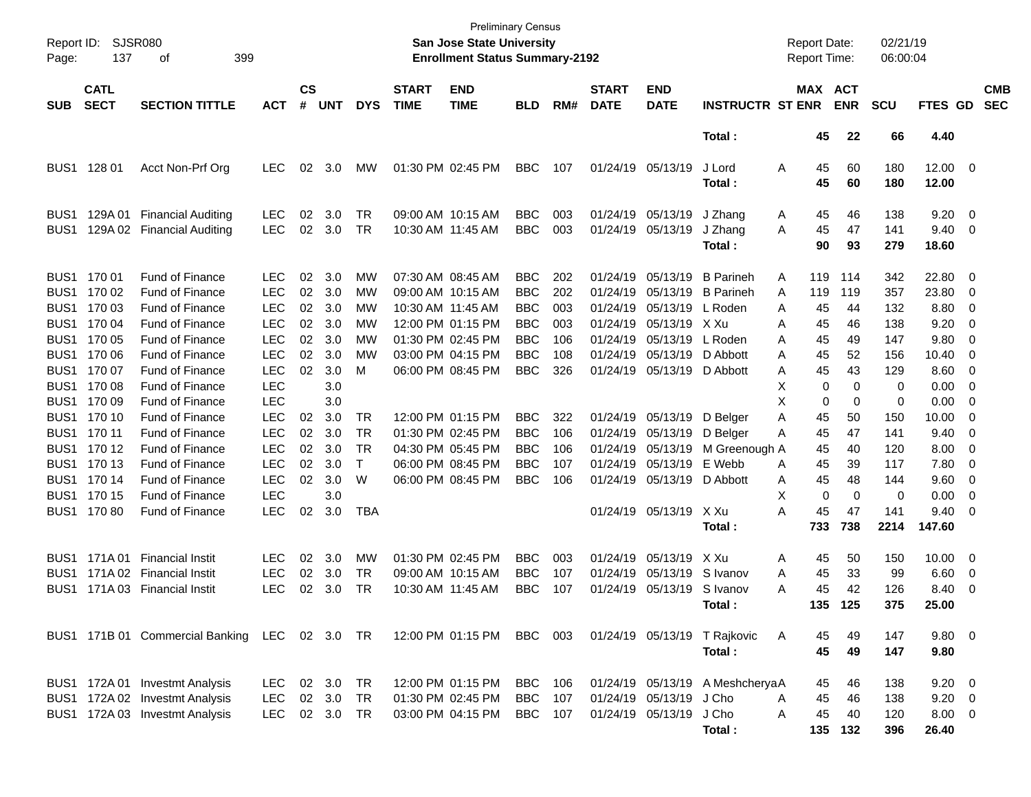Preliminary Census

**San Jose State University**

**Enrollment Status Summary-2192**

Report ID: SJSR080

Report Date: 02/21/19

Report Time: 06:00:04

| SUB | CATL SECT | SECTION TITTLE | ACT | CS # | UNT | DYS | START TIME | END TIME | BLD | RM# | START DATE | END DATE | INSTRUCTR | ST | MAX ENR | ACT ENR | SCU | FTES | GD | CMB SEC |
|---|---|---|---|---|---|---|---|---|---|---|---|---|---|---|---|---|---|---|---|---|
| | | | | | | | | | | | | | **Total :** | | **45** | **22** | **66** | **4.40** | | |
| BUS1 | 128 01 | Acct Non-Prf Org | LEC | 02 | 3.0 | MW | 01:30 PM | 02:45 PM | BBC | 107 | 01/24/19 | 05/13/19 | J Lord | A | 45 | 60 | 180 | 12.00 | 0 | |
| | | | | | | | | | | | | | **Total :** | | **45** | **60** | **180** | **12.00** | | |
| BUS1 | 129A 01 | Financial Auditing | LEC | 02 | 3.0 | TR | 09:00 AM | 10:15 AM | BBC | 003 | 01/24/19 | 05/13/19 | J Zhang | A | 45 | 46 | 138 | 9.20 | 0 | |
| BUS1 | 129A 02 | Financial Auditing | LEC | 02 | 3.0 | TR | 10:30 AM | 11:45 AM | BBC | 003 | 01/24/19 | 05/13/19 | J Zhang | A | 45 | 47 | 141 | 9.40 | 0 | |
| | | | | | | | | | | | | | **Total :** | | **90** | **93** | **279** | **18.60** | | |
| BUS1 | 170 01 | Fund of Finance | LEC | 02 | 3.0 | MW | 07:30 AM | 08:45 AM | BBC | 202 | 01/24/19 | 05/13/19 | B Parineh | A | 119 | 114 | 342 | 22.80 | 0 | |
| BUS1 | 170 02 | Fund of Finance | LEC | 02 | 3.0 | MW | 09:00 AM | 10:15 AM | BBC | 202 | 01/24/19 | 05/13/19 | B Parineh | A | 119 | 119 | 357 | 23.80 | 0 | |
| BUS1 | 170 03 | Fund of Finance | LEC | 02 | 3.0 | MW | 10:30 AM | 11:45 AM | BBC | 003 | 01/24/19 | 05/13/19 | L Roden | A | 45 | 44 | 132 | 8.80 | 0 | |
| BUS1 | 170 04 | Fund of Finance | LEC | 02 | 3.0 | MW | 12:00 PM | 01:15 PM | BBC | 003 | 01/24/19 | 05/13/19 | X Xu | A | 45 | 46 | 138 | 9.20 | 0 | |
| BUS1 | 170 05 | Fund of Finance | LEC | 02 | 3.0 | MW | 01:30 PM | 02:45 PM | BBC | 106 | 01/24/19 | 05/13/19 | L Roden | A | 45 | 49 | 147 | 9.80 | 0 | |
| BUS1 | 170 06 | Fund of Finance | LEC | 02 | 3.0 | MW | 03:00 PM | 04:15 PM | BBC | 108 | 01/24/19 | 05/13/19 | D Abbott | A | 45 | 52 | 156 | 10.40 | 0 | |
| BUS1 | 170 07 | Fund of Finance | LEC | 02 | 3.0 | M | 06:00 PM | 08:45 PM | BBC | 326 | 01/24/19 | 05/13/19 | D Abbott | A | 45 | 43 | 129 | 8.60 | 0 | |
| BUS1 | 170 08 | Fund of Finance | LEC | | 3.0 | | | | | | | | | X | 0 | 0 | 0 | 0.00 | 0 | |
| BUS1 | 170 09 | Fund of Finance | LEC | | 3.0 | | | | | | | | | X | 0 | 0 | 0 | 0.00 | 0 | |
| BUS1 | 170 10 | Fund of Finance | LEC | 02 | 3.0 | TR | 12:00 PM | 01:15 PM | BBC | 322 | 01/24/19 | 05/13/19 | D Belger | A | 45 | 50 | 150 | 10.00 | 0 | |
| BUS1 | 170 11 | Fund of Finance | LEC | 02 | 3.0 | TR | 01:30 PM | 02:45 PM | BBC | 106 | 01/24/19 | 05/13/19 | D Belger | A | 45 | 47 | 141 | 9.40 | 0 | |
| BUS1 | 170 12 | Fund of Finance | LEC | 02 | 3.0 | TR | 04:30 PM | 05:45 PM | BBC | 106 | 01/24/19 | 05/13/19 | M Greenough | A | 45 | 40 | 120 | 8.00 | 0 | |
| BUS1 | 170 13 | Fund of Finance | LEC | 02 | 3.0 | T | 06:00 PM | 08:45 PM | BBC | 107 | 01/24/19 | 05/13/19 | E Webb | A | 45 | 39 | 117 | 7.80 | 0 | |
| BUS1 | 170 14 | Fund of Finance | LEC | 02 | 3.0 | W | 06:00 PM | 08:45 PM | BBC | 106 | 01/24/19 | 05/13/19 | D Abbott | A | 45 | 48 | 144 | 9.60 | 0 | |
| BUS1 | 170 15 | Fund of Finance | LEC | | 3.0 | | | | | | | | | X | 0 | 0 | 0 | 0.00 | 0 | |
| BUS1 | 170 80 | Fund of Finance | LEC | 02 | 3.0 | TBA | | | | | 01/24/19 | 05/13/19 | X Xu | A | 45 | 47 | 141 | 9.40 | 0 | |
| | | | | | | | | | | | | | **Total :** | | **733** | **738** | **2214** | **147.60** | | |
| BUS1 | 171A 01 | Financial Instit | LEC | 02 | 3.0 | MW | 01:30 PM | 02:45 PM | BBC | 003 | 01/24/19 | 05/13/19 | X Xu | A | 45 | 50 | 150 | 10.00 | 0 | |
| BUS1 | 171A 02 | Financial Instit | LEC | 02 | 3.0 | TR | 09:00 AM | 10:15 AM | BBC | 107 | 01/24/19 | 05/13/19 | S Ivanov | A | 45 | 33 | 99 | 6.60 | 0 | |
| BUS1 | 171A 03 | Financial Instit | LEC | 02 | 3.0 | TR | 10:30 AM | 11:45 AM | BBC | 107 | 01/24/19 | 05/13/19 | S Ivanov | A | 45 | 42 | 126 | 8.40 | 0 | |
| | | | | | | | | | | | | | **Total :** | | **135** | **125** | **375** | **25.00** | | |
| BUS1 | 171B 01 | Commercial Banking | LEC | 02 | 3.0 | TR | 12:00 PM | 01:15 PM | BBC | 003 | 01/24/19 | 05/13/19 | T Rajkovic | A | 45 | 49 | 147 | 9.80 | 0 | |
| | | | | | | | | | | | | | **Total :** | | **45** | **49** | **147** | **9.80** | | |
| BUS1 | 172A 01 | Investmt Analysis | LEC | 02 | 3.0 | TR | 12:00 PM | 01:15 PM | BBC | 106 | 01/24/19 | 05/13/19 | A Meshcherya | A | 45 | 46 | 138 | 9.20 | 0 | |
| BUS1 | 172A 02 | Investmt Analysis | LEC | 02 | 3.0 | TR | 01:30 PM | 02:45 PM | BBC | 107 | 01/24/19 | 05/13/19 | J Cho | A | 45 | 46 | 138 | 9.20 | 0 | |
| BUS1 | 172A 03 | Investmt Analysis | LEC | 02 | 3.0 | TR | 03:00 PM | 04:15 PM | BBC | 107 | 01/24/19 | 05/13/19 | J Cho | A | 45 | 40 | 120 | 8.00 | 0 | |
| | | | | | | | | | | | | | **Total :** | | **135** | **132** | **396** | **26.40** | | |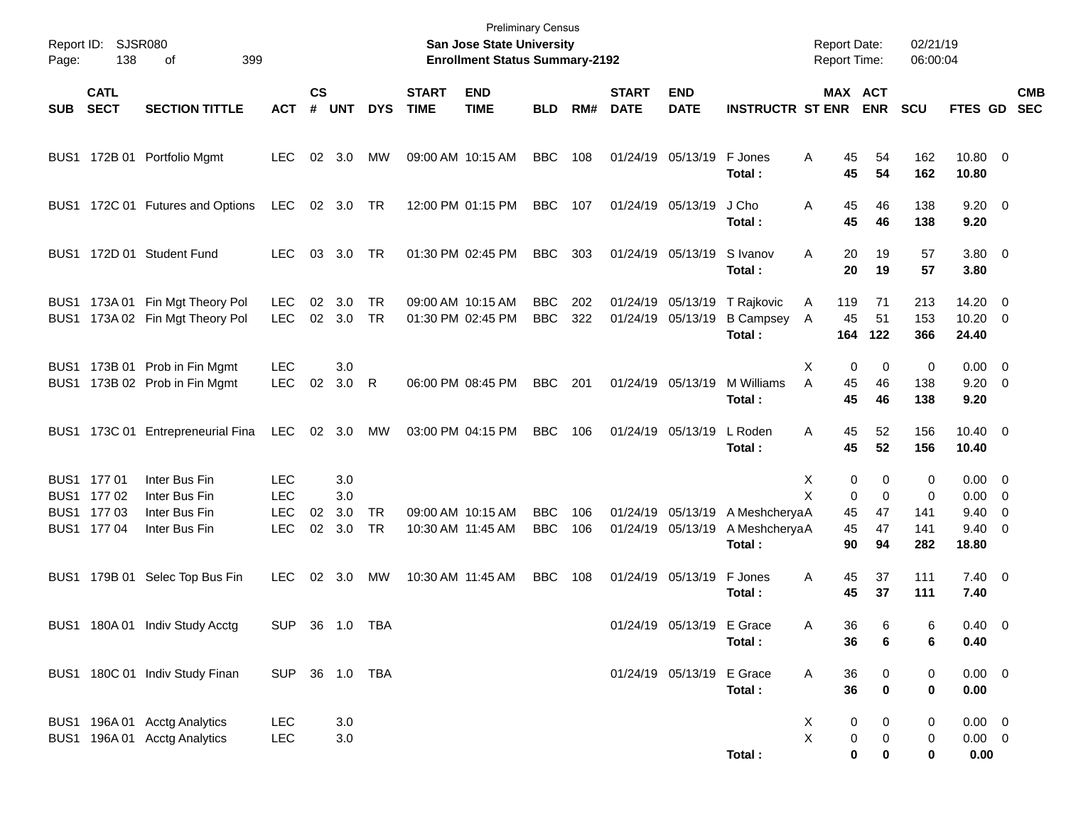Preliminary Census

**San Jose State University**

**Enrollment Status Summary-2192**

Report ID: SJSR080

Report Date: 02/21/19

Report Time: 06:00:04

| SUB | CATL SECT | SECTION TITTLE | ACT | CS # | UNT | DYS | START TIME | END TIME | BLD | RM# | START DATE | END DATE | INSTRUCTR | ST | MAX ENR | ACT ENR | SCU | FTES | GD | CMB SEC |
|---|---|---|---|---|---|---|---|---|---|---|---|---|---|---|---|---|---|---|---|---|
| BUS1 | 172B 01 | Portfolio Mgmt | LEC | 02 | 3.0 | MW | 09:00 AM | 10:15 AM | BBC | 108 | 01/24/19 | 05/13/19 | F Jones | A | 45 | 54 | 162 | 10.80 | 0 | |
| | | | | | | | | | | | | | **Total :** | | **45** | **54** | **162** | **10.80** | | |
| BUS1 | 172C 01 | Futures and Options | LEC | 02 | 3.0 | TR | 12:00 PM | 01:15 PM | BBC | 107 | 01/24/19 | 05/13/19 | J Cho | A | 45 | 46 | 138 | 9.20 | 0 | |
| | | | | | | | | | | | | | **Total :** | | **45** | **46** | **138** | **9.20** | | |
| BUS1 | 172D 01 | Student Fund | LEC | 03 | 3.0 | TR | 01:30 PM | 02:45 PM | BBC | 303 | 01/24/19 | 05/13/19 | S Ivanov | A | 20 | 19 | 57 | 3.80 | 0 | |
| | | | | | | | | | | | | | **Total :** | | **20** | **19** | **57** | **3.80** | | |
| BUS1 | 173A 01 | Fin Mgt Theory Pol | LEC | 02 | 3.0 | TR | 09:00 AM | 10:15 AM | BBC | 202 | 01/24/19 | 05/13/19 | T Rajkovic | A | 119 | 71 | 213 | 14.20 | 0 | |
| BUS1 | 173A 02 | Fin Mgt Theory Pol | LEC | 02 | 3.0 | TR | 01:30 PM | 02:45 PM | BBC | 322 | 01/24/19 | 05/13/19 | B Campsey | A | 45 | 51 | 153 | 10.20 | 0 | |
| | | | | | | | | | | | | | **Total :** | | **164** | **122** | **366** | **24.40** | | |
| BUS1 | 173B 01 | Prob in Fin Mgmt | LEC | | 3.0 | | | | | | | | | X | 0 | 0 | 0 | 0.00 | 0 | |
| BUS1 | 173B 02 | Prob in Fin Mgmt | LEC | 02 | 3.0 | R | 06:00 PM | 08:45 PM | BBC | 201 | 01/24/19 | 05/13/19 | M Williams | A | 45 | 46 | 138 | 9.20 | 0 | |
| | | | | | | | | | | | | | **Total :** | | **45** | **46** | **138** | **9.20** | | |
| BUS1 | 173C 01 | Entrepreneurial Fina | LEC | 02 | 3.0 | MW | 03:00 PM | 04:15 PM | BBC | 106 | 01/24/19 | 05/13/19 | L Roden | A | 45 | 52 | 156 | 10.40 | 0 | |
| | | | | | | | | | | | | | **Total :** | | **45** | **52** | **156** | **10.40** | | |
| BUS1 | 177 01 | Inter Bus Fin | LEC | | 3.0 | | | | | | | | | X | 0 | 0 | 0 | 0.00 | 0 | |
| BUS1 | 177 02 | Inter Bus Fin | LEC | | 3.0 | | | | | | | | | X | 0 | 0 | 0 | 0.00 | 0 | |
| BUS1 | 177 03 | Inter Bus Fin | LEC | 02 | 3.0 | TR | 09:00 AM | 10:15 AM | BBC | 106 | 01/24/19 | 05/13/19 | A Meshcherya | A | 45 | 47 | 141 | 9.40 | 0 | |
| BUS1 | 177 04 | Inter Bus Fin | LEC | 02 | 3.0 | TR | 10:30 AM | 11:45 AM | BBC | 106 | 01/24/19 | 05/13/19 | A Meshcherya | A | 45 | 47 | 141 | 9.40 | 0 | |
| | | | | | | | | | | | | | **Total :** | | **90** | **94** | **282** | **18.80** | | |
| BUS1 | 179B 01 | Selec Top Bus Fin | LEC | 02 | 3.0 | MW | 10:30 AM | 11:45 AM | BBC | 108 | 01/24/19 | 05/13/19 | F Jones | A | 45 | 37 | 111 | 7.40 | 0 | |
| | | | | | | | | | | | | | **Total :** | | **45** | **37** | **111** | **7.40** | | |
| BUS1 | 180A 01 | Indiv Study Acctg | SUP | 36 | 1.0 | TBA | | | | | 01/24/19 | 05/13/19 | E Grace | A | 36 | 6 | 6 | 0.40 | 0 | |
| | | | | | | | | | | | | | **Total :** | | **36** | **6** | **6** | **0.40** | | |
| BUS1 | 180C 01 | Indiv Study Finan | SUP | 36 | 1.0 | TBA | | | | | 01/24/19 | 05/13/19 | E Grace | A | 36 | 0 | 0 | 0.00 | 0 | |
| | | | | | | | | | | | | | **Total :** | | **36** | **0** | **0** | **0.00** | | |
| BUS1 | 196A 01 | Acctg Analytics | LEC | | 3.0 | | | | | | | | | X | 0 | 0 | 0 | 0.00 | 0 | |
| BUS1 | 196A 01 | Acctg Analytics | LEC | | 3.0 | | | | | | | | | X | 0 | 0 | 0 | 0.00 | 0 | |
| | | | | | | | | | | | | | **Total :** | | **0** | **0** | **0** | **0.00** | | |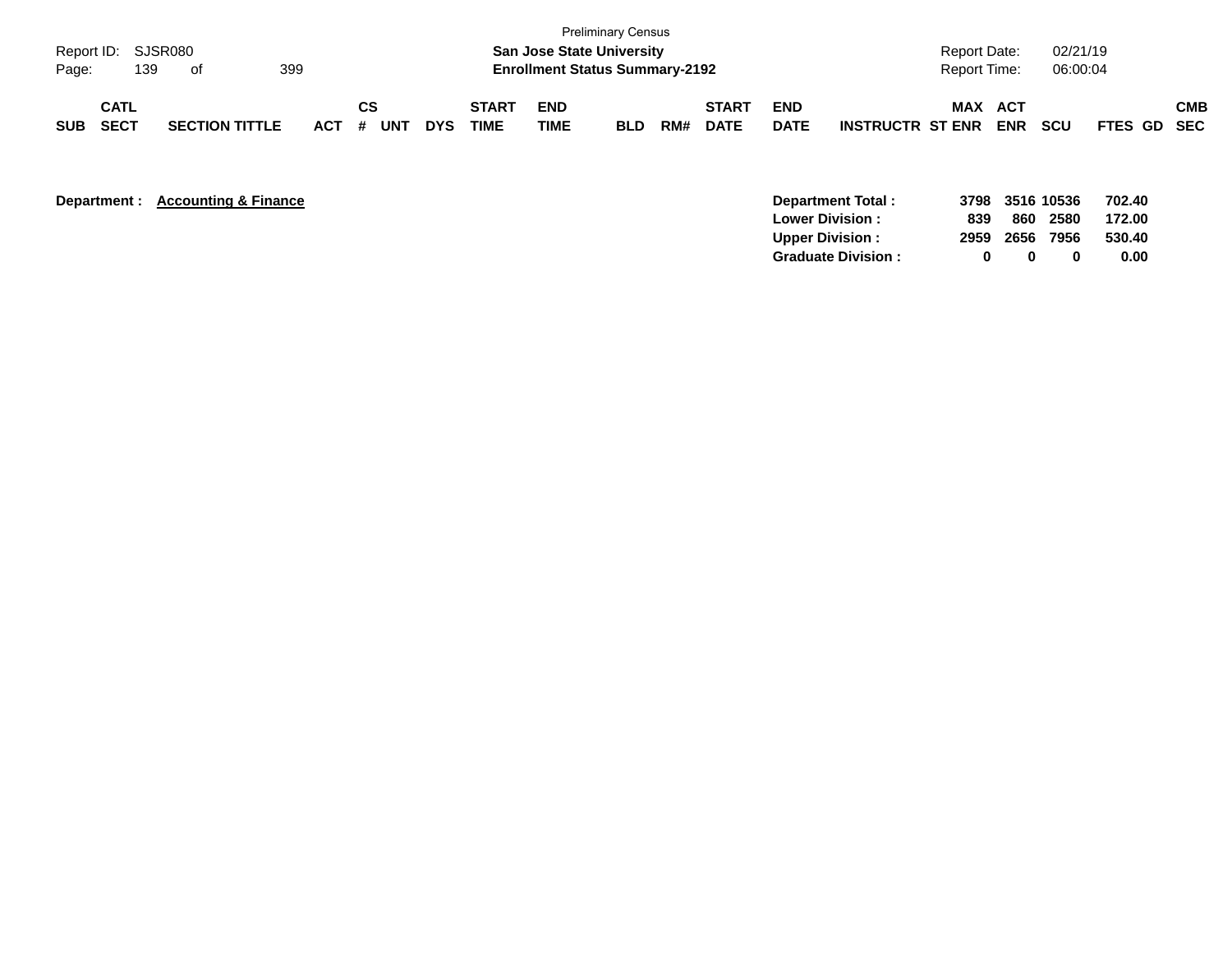Preliminary Census

**San Jose State University**
**Enrollment Status Summary-2192**

Report ID: SJSR080
Report Date: 02/21/19
Report Time: 06:00:04

| SUB | CATL SECT | SECTION TITTLE | ACT | CS # | UNT | DYS | START TIME | END TIME | BLD | RM# | START DATE | END DATE | INSTRUCTR | MAX ST ENR | ACT ENR | SCU | FTES | GD | CMB SEC |
|---|---|---|---|---|---|---|---|---|---|---|---|---|---|---|---|---|---|---|---|

**Department :** **Accounting & Finance**

| | MAX ST ENR | ACT ENR | SCU | FTES |
|---|---|---|---|---|
| **Department Total :** | **3798** | **3516** | **10536** | **702.40** |
| **Lower Division :** | **839** | **860** | **2580** | **172.00** |
| **Upper Division :** | **2959** | **2656** | **7956** | **530.40** |
| **Graduate Division :** | **0** | **0** | **0** | **0.00** |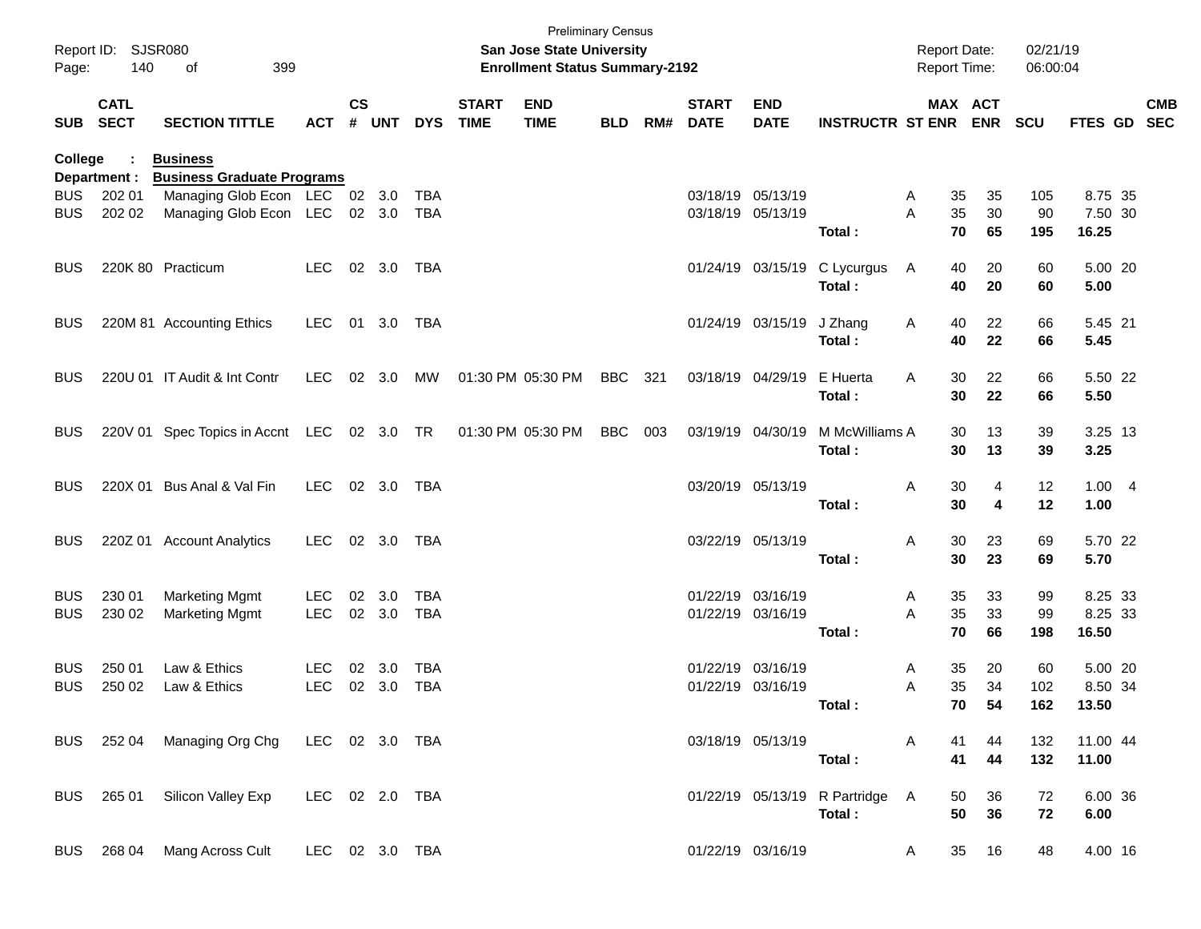Preliminary Census

**San Jose State University**
**Enrollment Status Summary-2192**

Report ID: SJSR080 | Report Date: 02/21/19 | Report Time: 06:00:04

**College : Business**
**Department : Business Graduate Programs**

| SUB | CATL SECT | SECTION TITTLE | ACT | CS # | UNT | DYS | START TIME | END TIME | BLD | RM# | START DATE | END DATE | INSTRUCTR | ST | MAX ENR | ACT ENR | SCU | FTES | GD | CMB SEC |
|---|---|---|---|---|---|---|---|---|---|---|---|---|---|---|---|---|---|---|---|---|
| BUS | 202 01 | Managing Glob Econ | LEC | 02 | 3.0 | TBA | | | | | 03/18/19 | 05/13/19 | | A | 35 | 35 | 105 | 8.75 | 35 | |
| BUS | 202 02 | Managing Glob Econ | LEC | 02 | 3.0 | TBA | | | | | 03/18/19 | 05/13/19 | | A | 35 | 30 | 90 | 7.50 | 30 | |
| | | | | | | | | | | | | | **Total :** | | **70** | **65** | **195** | **16.25** | | |
| BUS | 220K 80 | Practicum | LEC | 02 | 3.0 | TBA | | | | | 01/24/19 | 03/15/19 | C Lycurgus | A | 40 | 20 | 60 | 5.00 | 20 | |
| | | | | | | | | | | | | | **Total :** | | **40** | **20** | **60** | **5.00** | | |
| BUS | 220M 81 | Accounting Ethics | LEC | 01 | 3.0 | TBA | | | | | 01/24/19 | 03/15/19 | J Zhang | A | 40 | 22 | 66 | 5.45 | 21 | |
| | | | | | | | | | | | | | **Total :** | | **40** | **22** | **66** | **5.45** | | |
| BUS | 220U 01 | IT Audit & Int Contr | LEC | 02 | 3.0 | MW | 01:30 PM | 05:30 PM | BBC | 321 | 03/18/19 | 04/29/19 | E Huerta | A | 30 | 22 | 66 | 5.50 | 22 | |
| | | | | | | | | | | | | | **Total :** | | **30** | **22** | **66** | **5.50** | | |
| BUS | 220V 01 | Spec Topics in Accnt | LEC | 02 | 3.0 | TR | 01:30 PM | 05:30 PM | BBC | 003 | 03/19/19 | 04/30/19 | M McWilliams | A | 30 | 13 | 39 | 3.25 | 13 | |
| | | | | | | | | | | | | | **Total :** | | **30** | **13** | **39** | **3.25** | | |
| BUS | 220X 01 | Bus Anal & Val Fin | LEC | 02 | 3.0 | TBA | | | | | 03/20/19 | 05/13/19 | | A | 30 | 4 | 12 | 1.00 | 4 | |
| | | | | | | | | | | | | | **Total :** | | **30** | **4** | **12** | **1.00** | | |
| BUS | 220Z 01 | Account Analytics | LEC | 02 | 3.0 | TBA | | | | | 03/22/19 | 05/13/19 | | A | 30 | 23 | 69 | 5.70 | 22 | |
| | | | | | | | | | | | | | **Total :** | | **30** | **23** | **69** | **5.70** | | |
| BUS | 230 01 | Marketing Mgmt | LEC | 02 | 3.0 | TBA | | | | | 01/22/19 | 03/16/19 | | A | 35 | 33 | 99 | 8.25 | 33 | |
| BUS | 230 02 | Marketing Mgmt | LEC | 02 | 3.0 | TBA | | | | | 01/22/19 | 03/16/19 | | A | 35 | 33 | 99 | 8.25 | 33 | |
| | | | | | | | | | | | | | **Total :** | | **70** | **66** | **198** | **16.50** | | |
| BUS | 250 01 | Law & Ethics | LEC | 02 | 3.0 | TBA | | | | | 01/22/19 | 03/16/19 | | A | 35 | 20 | 60 | 5.00 | 20 | |
| BUS | 250 02 | Law & Ethics | LEC | 02 | 3.0 | TBA | | | | | 01/22/19 | 03/16/19 | | A | 35 | 34 | 102 | 8.50 | 34 | |
| | | | | | | | | | | | | | **Total :** | | **70** | **54** | **162** | **13.50** | | |
| BUS | 252 04 | Managing Org Chg | LEC | 02 | 3.0 | TBA | | | | | 03/18/19 | 05/13/19 | | A | 41 | 44 | 132 | 11.00 | 44 | |
| | | | | | | | | | | | | | **Total :** | | **41** | **44** | **132** | **11.00** | | |
| BUS | 265 01 | Silicon Valley Exp | LEC | 02 | 2.0 | TBA | | | | | 01/22/19 | 05/13/19 | R Partridge | A | 50 | 36 | 72 | 6.00 | 36 | |
| | | | | | | | | | | | | | **Total :** | | **50** | **36** | **72** | **6.00** | | |
| BUS | 268 04 | Mang Across Cult | LEC | 02 | 3.0 | TBA | | | | | 01/22/19 | 03/16/19 | | A | 35 | 16 | 48 | 4.00 | 16 | |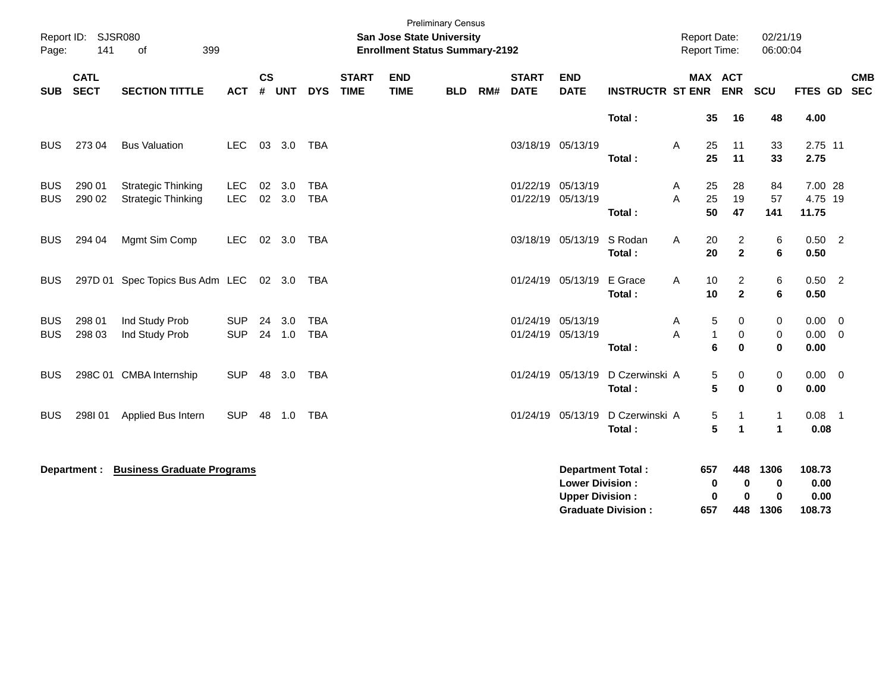Preliminary Census

**San Jose State University**
**Enrollment Status Summary-2192**

Report ID: SJSR080
Report Date: 02/21/19
Report Time: 06:00:04

| SUB | CATL SECT | SECTION TITTLE | ACT | CS # | UNT | DYS | START TIME | END TIME | BLD | RM# | START DATE | END DATE | INSTRUCTR | ST | MAX ENR | ACT ENR | SCU | FTES | GD | CMB SEC |
|---|---|---|---|---|---|---|---|---|---|---|---|---|---|---|---|---|---|---|---|---|
| | | | | | | | | | | | | | **Total :** | | **35** | **16** | **48** | **4.00** | | |
| BUS | 273 04 | Bus Valuation | LEC | 03 | 3.0 | TBA | | | | | 03/18/19 | 05/13/19 | | A | 25 | 11 | 33 | 2.75 | 11 | |
| | | | | | | | | | | | | | **Total :** | | **25** | **11** | **33** | **2.75** | | |
| BUS | 290 01 | Strategic Thinking | LEC | 02 | 3.0 | TBA | | | | | 01/22/19 | 05/13/19 | | A | 25 | 28 | 84 | 7.00 | 28 | |
| BUS | 290 02 | Strategic Thinking | LEC | 02 | 3.0 | TBA | | | | | 01/22/19 | 05/13/19 | | A | 25 | 19 | 57 | 4.75 | 19 | |
| | | | | | | | | | | | | | **Total :** | | **50** | **47** | **141** | **11.75** | | |
| BUS | 294 04 | Mgmt Sim Comp | LEC | 02 | 3.0 | TBA | | | | | 03/18/19 | 05/13/19 | S Rodan | A | 20 | 2 | 6 | 0.50 | 2 | |
| | | | | | | | | | | | | | **Total :** | | **20** | **2** | **6** | **0.50** | | |
| BUS | 297D 01 | Spec Topics Bus Adm | LEC | 02 | 3.0 | TBA | | | | | 01/24/19 | 05/13/19 | E Grace | A | 10 | 2 | 6 | 0.50 | 2 | |
| | | | | | | | | | | | | | **Total :** | | **10** | **2** | **6** | **0.50** | | |
| BUS | 298 01 | Ind Study Prob | SUP | 24 | 3.0 | TBA | | | | | 01/24/19 | 05/13/19 | | A | 5 | 0 | 0 | 0.00 | 0 | |
| BUS | 298 03 | Ind Study Prob | SUP | 24 | 1.0 | TBA | | | | | 01/24/19 | 05/13/19 | | A | 1 | 0 | 0 | 0.00 | 0 | |
| | | | | | | | | | | | | | **Total :** | | **6** | **0** | **0** | **0.00** | | |
| BUS | 298C 01 | CMBA Internship | SUP | 48 | 3.0 | TBA | | | | | 01/24/19 | 05/13/19 | D Czerwinski | A | 5 | 0 | 0 | 0.00 | 0 | |
| | | | | | | | | | | | | | **Total :** | | **5** | **0** | **0** | **0.00** | | |
| BUS | 298I 01 | Applied Bus Intern | SUP | 48 | 1.0 | TBA | | | | | 01/24/19 | 05/13/19 | D Czerwinski | A | 5 | 1 | 1 | 0.08 | 1 | |
| | | | | | | | | | | | | | **Total :** | | **5** | **1** | **1** | **0.08** | | |

**Department :** **Business Graduate Programs**

| | MAX ENR | ACT ENR | SCU | FTES |
|---|---|---|---|---|
| **Department Total :** | **657** | **448** | **1306** | **108.73** |
| **Lower Division :** | **0** | **0** | **0** | **0.00** |
| **Upper Division :** | **0** | **0** | **0** | **0.00** |
| **Graduate Division :** | **657** | **448** | **1306** | **108.73** |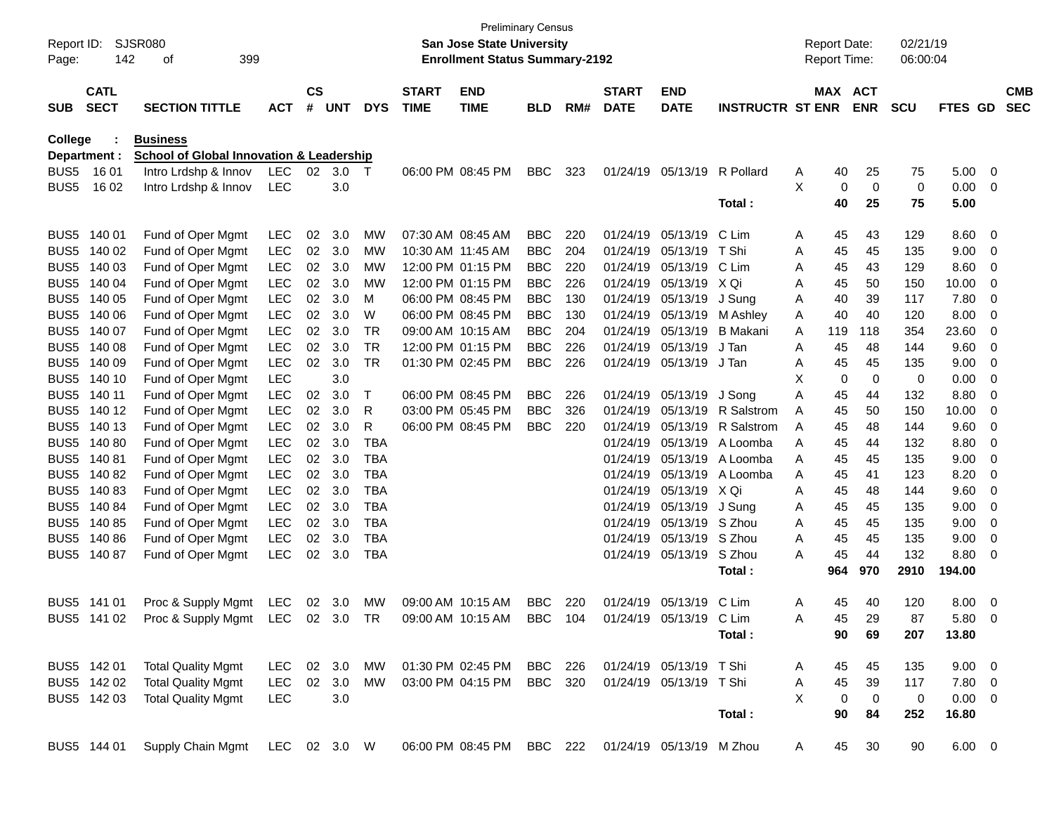Preliminary Census

Report ID: SJSR080 — **San Jose State University** — Report Date: 02/21/19

Page: 142 of 399 — **Enrollment Status Summary-2192** — Report Time: 06:00:04

**College : Business**

**Department : School of Global Innovation & Leadership**

| SUB | CATL SECT | SECTION TITTLE | ACT | CS # | UNT | DYS | START TIME | END TIME | BLD | RM# | START DATE | END DATE | INSTRUCTR | ST | MAX ENR | ACT ENR | SCU | FTES | GD | CMB SEC |
|---|---|---|---|---|---|---|---|---|---|---|---|---|---|---|---|---|---|---|---|---|
| BUS5 | 16 01 | Intro Lrdshp & Innov | LEC | 02 | 3.0 | T | 06:00 PM | 08:45 PM | BBC | 323 | 01/24/19 | 05/13/19 | R Pollard | A | 40 | 25 | 75 | 5.00 | 0 | |
| BUS5 | 16 02 | Intro Lrdshp & Innov | LEC | | 3.0 | | | | | | | | | X | 0 | 0 | 0 | 0.00 | 0 | |
| | | | | | | | | | | | | | **Total :** | | **40** | **25** | **75** | **5.00** | | |
| BUS5 | 140 01 | Fund of Oper Mgmt | LEC | 02 | 3.0 | MW | 07:30 AM | 08:45 AM | BBC | 220 | 01/24/19 | 05/13/19 | C Lim | A | 45 | 43 | 129 | 8.60 | 0 | |
| BUS5 | 140 02 | Fund of Oper Mgmt | LEC | 02 | 3.0 | MW | 10:30 AM | 11:45 AM | BBC | 204 | 01/24/19 | 05/13/19 | T Shi | A | 45 | 45 | 135 | 9.00 | 0 | |
| BUS5 | 140 03 | Fund of Oper Mgmt | LEC | 02 | 3.0 | MW | 12:00 PM | 01:15 PM | BBC | 220 | 01/24/19 | 05/13/19 | C Lim | A | 45 | 43 | 129 | 8.60 | 0 | |
| BUS5 | 140 04 | Fund of Oper Mgmt | LEC | 02 | 3.0 | MW | 12:00 PM | 01:15 PM | BBC | 226 | 01/24/19 | 05/13/19 | X Qi | A | 45 | 50 | 150 | 10.00 | 0 | |
| BUS5 | 140 05 | Fund of Oper Mgmt | LEC | 02 | 3.0 | M | 06:00 PM | 08:45 PM | BBC | 130 | 01/24/19 | 05/13/19 | J Sung | A | 40 | 39 | 117 | 7.80 | 0 | |
| BUS5 | 140 06 | Fund of Oper Mgmt | LEC | 02 | 3.0 | W | 06:00 PM | 08:45 PM | BBC | 130 | 01/24/19 | 05/13/19 | M Ashley | A | 40 | 40 | 120 | 8.00 | 0 | |
| BUS5 | 140 07 | Fund of Oper Mgmt | LEC | 02 | 3.0 | TR | 09:00 AM | 10:15 AM | BBC | 204 | 01/24/19 | 05/13/19 | B Makani | A | 119 | 118 | 354 | 23.60 | 0 | |
| BUS5 | 140 08 | Fund of Oper Mgmt | LEC | 02 | 3.0 | TR | 12:00 PM | 01:15 PM | BBC | 226 | 01/24/19 | 05/13/19 | J Tan | A | 45 | 48 | 144 | 9.60 | 0 | |
| BUS5 | 140 09 | Fund of Oper Mgmt | LEC | 02 | 3.0 | TR | 01:30 PM | 02:45 PM | BBC | 226 | 01/24/19 | 05/13/19 | J Tan | A | 45 | 45 | 135 | 9.00 | 0 | |
| BUS5 | 140 10 | Fund of Oper Mgmt | LEC | | 3.0 | | | | | | | | | X | 0 | 0 | 0 | 0.00 | 0 | |
| BUS5 | 140 11 | Fund of Oper Mgmt | LEC | 02 | 3.0 | T | 06:00 PM | 08:45 PM | BBC | 226 | 01/24/19 | 05/13/19 | J Song | A | 45 | 44 | 132 | 8.80 | 0 | |
| BUS5 | 140 12 | Fund of Oper Mgmt | LEC | 02 | 3.0 | R | 03:00 PM | 05:45 PM | BBC | 326 | 01/24/19 | 05/13/19 | R Salstrom | A | 45 | 50 | 150 | 10.00 | 0 | |
| BUS5 | 140 13 | Fund of Oper Mgmt | LEC | 02 | 3.0 | R | 06:00 PM | 08:45 PM | BBC | 220 | 01/24/19 | 05/13/19 | R Salstrom | A | 45 | 48 | 144 | 9.60 | 0 | |
| BUS5 | 140 80 | Fund of Oper Mgmt | LEC | 02 | 3.0 | TBA | | | | | 01/24/19 | 05/13/19 | A Loomba | A | 45 | 44 | 132 | 8.80 | 0 | |
| BUS5 | 140 81 | Fund of Oper Mgmt | LEC | 02 | 3.0 | TBA | | | | | 01/24/19 | 05/13/19 | A Loomba | A | 45 | 45 | 135 | 9.00 | 0 | |
| BUS5 | 140 82 | Fund of Oper Mgmt | LEC | 02 | 3.0 | TBA | | | | | 01/24/19 | 05/13/19 | A Loomba | A | 45 | 41 | 123 | 8.20 | 0 | |
| BUS5 | 140 83 | Fund of Oper Mgmt | LEC | 02 | 3.0 | TBA | | | | | 01/24/19 | 05/13/19 | X Qi | A | 45 | 48 | 144 | 9.60 | 0 | |
| BUS5 | 140 84 | Fund of Oper Mgmt | LEC | 02 | 3.0 | TBA | | | | | 01/24/19 | 05/13/19 | J Sung | A | 45 | 45 | 135 | 9.00 | 0 | |
| BUS5 | 140 85 | Fund of Oper Mgmt | LEC | 02 | 3.0 | TBA | | | | | 01/24/19 | 05/13/19 | S Zhou | A | 45 | 45 | 135 | 9.00 | 0 | |
| BUS5 | 140 86 | Fund of Oper Mgmt | LEC | 02 | 3.0 | TBA | | | | | 01/24/19 | 05/13/19 | S Zhou | A | 45 | 45 | 135 | 9.00 | 0 | |
| BUS5 | 140 87 | Fund of Oper Mgmt | LEC | 02 | 3.0 | TBA | | | | | 01/24/19 | 05/13/19 | S Zhou | A | 45 | 44 | 132 | 8.80 | 0 | |
| | | | | | | | | | | | | | **Total :** | | **964** | **970** | **2910** | **194.00** | | |
| BUS5 | 141 01 | Proc & Supply Mgmt | LEC | 02 | 3.0 | MW | 09:00 AM | 10:15 AM | BBC | 220 | 01/24/19 | 05/13/19 | C Lim | A | 45 | 40 | 120 | 8.00 | 0 | |
| BUS5 | 141 02 | Proc & Supply Mgmt | LEC | 02 | 3.0 | TR | 09:00 AM | 10:15 AM | BBC | 104 | 01/24/19 | 05/13/19 | C Lim | A | 45 | 29 | 87 | 5.80 | 0 | |
| | | | | | | | | | | | | | **Total :** | | **90** | **69** | **207** | **13.80** | | |
| BUS5 | 142 01 | Total Quality Mgmt | LEC | 02 | 3.0 | MW | 01:30 PM | 02:45 PM | BBC | 226 | 01/24/19 | 05/13/19 | T Shi | A | 45 | 45 | 135 | 9.00 | 0 | |
| BUS5 | 142 02 | Total Quality Mgmt | LEC | 02 | 3.0 | MW | 03:00 PM | 04:15 PM | BBC | 320 | 01/24/19 | 05/13/19 | T Shi | A | 45 | 39 | 117 | 7.80 | 0 | |
| BUS5 | 142 03 | Total Quality Mgmt | LEC | | 3.0 | | | | | | | | | X | 0 | 0 | 0 | 0.00 | 0 | |
| | | | | | | | | | | | | | **Total :** | | **90** | **84** | **252** | **16.80** | | |
| BUS5 | 144 01 | Supply Chain Mgmt | LEC | 02 | 3.0 | W | 06:00 PM | 08:45 PM | BBC | 222 | 01/24/19 | 05/13/19 | M Zhou | A | 45 | 30 | 90 | 6.00 | 0 | |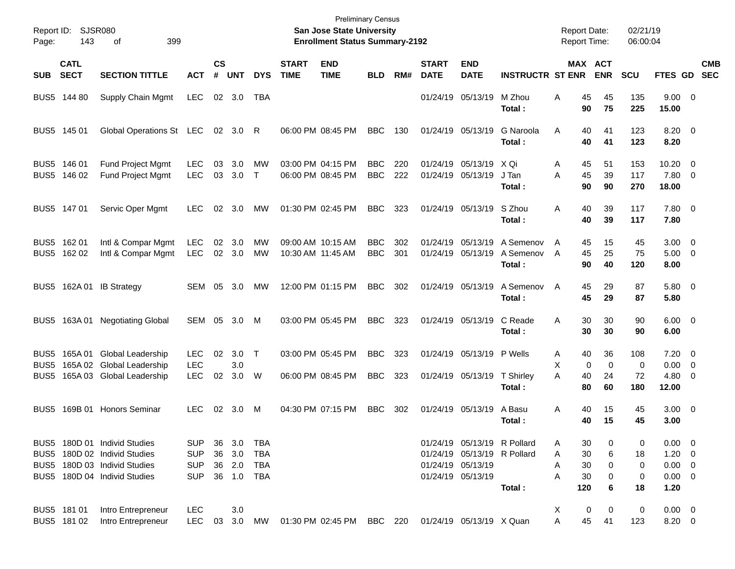Preliminary Census

Report ID: SJSR080 — San Jose State University — Report Date: 02/21/19

Enrollment Status Summary-2192 — Report Time: 06:00:04

| SUB | CATL SECT | SECTION TITTLE | ACT | CS # | UNT | DYS | START TIME | END TIME | BLD | RM# | START DATE | END DATE | INSTRUCTR | ST | MAX ENR | ACT ENR | SCU | FTES | GD | CMB SEC |
|---|---|---|---|---|---|---|---|---|---|---|---|---|---|---|---|---|---|---|---|---|
| BUS5 | 144 80 | Supply Chain Mgmt | LEC | 02 | 3.0 | TBA | | | | | 01/24/19 | 05/13/19 | M Zhou | A | 45 | 45 | 135 | 9.00 | 0 | |
| | | | | | | | | | | | | | **Total :** | | **90** | **75** | **225** | **15.00** | | |
| BUS5 | 145 01 | Global Operations St | LEC | 02 | 3.0 | R | 06:00 PM | 08:45 PM | BBC | 130 | 01/24/19 | 05/13/19 | G Naroola | A | 40 | 41 | 123 | 8.20 | 0 | |
| | | | | | | | | | | | | | **Total :** | | **40** | **41** | **123** | **8.20** | | |
| BUS5 | 146 01 | Fund Project Mgmt | LEC | 03 | 3.0 | MW | 03:00 PM | 04:15 PM | BBC | 220 | 01/24/19 | 05/13/19 | X Qi | A | 45 | 51 | 153 | 10.20 | 0 | |
| BUS5 | 146 02 | Fund Project Mgmt | LEC | 03 | 3.0 | T | 06:00 PM | 08:45 PM | BBC | 222 | 01/24/19 | 05/13/19 | J Tan | A | 45 | 39 | 117 | 7.80 | 0 | |
| | | | | | | | | | | | | | **Total :** | | **90** | **90** | **270** | **18.00** | | |
| BUS5 | 147 01 | Servic Oper Mgmt | LEC | 02 | 3.0 | MW | 01:30 PM | 02:45 PM | BBC | 323 | 01/24/19 | 05/13/19 | S Zhou | A | 40 | 39 | 117 | 7.80 | 0 | |
| | | | | | | | | | | | | | **Total :** | | **40** | **39** | **117** | **7.80** | | |
| BUS5 | 162 01 | Intl & Compar Mgmt | LEC | 02 | 3.0 | MW | 09:00 AM | 10:15 AM | BBC | 302 | 01/24/19 | 05/13/19 | A Semenov | A | 45 | 15 | 45 | 3.00 | 0 | |
| BUS5 | 162 02 | Intl & Compar Mgmt | LEC | 02 | 3.0 | MW | 10:30 AM | 11:45 AM | BBC | 301 | 01/24/19 | 05/13/19 | A Semenov | A | 45 | 25 | 75 | 5.00 | 0 | |
| | | | | | | | | | | | | | **Total :** | | **90** | **40** | **120** | **8.00** | | |
| BUS5 | 162A 01 | IB Strategy | SEM | 05 | 3.0 | MW | 12:00 PM | 01:15 PM | BBC | 302 | 01/24/19 | 05/13/19 | A Semenov | A | 45 | 29 | 87 | 5.80 | 0 | |
| | | | | | | | | | | | | | **Total :** | | **45** | **29** | **87** | **5.80** | | |
| BUS5 | 163A 01 | Negotiating Global | SEM | 05 | 3.0 | M | 03:00 PM | 05:45 PM | BBC | 323 | 01/24/19 | 05/13/19 | C Reade | A | 30 | 30 | 90 | 6.00 | 0 | |
| | | | | | | | | | | | | | **Total :** | | **30** | **30** | **90** | **6.00** | | |
| BUS5 | 165A 01 | Global Leadership | LEC | 02 | 3.0 | T | 03:00 PM | 05:45 PM | BBC | 323 | 01/24/19 | 05/13/19 | P Wells | A | 40 | 36 | 108 | 7.20 | 0 | |
| BUS5 | 165A 02 | Global Leadership | LEC | | 3.0 | | | | | | | | | X | 0 | 0 | 0 | 0.00 | 0 | |
| BUS5 | 165A 03 | Global Leadership | LEC | 02 | 3.0 | W | 06:00 PM | 08:45 PM | BBC | 323 | 01/24/19 | 05/13/19 | T Shirley | A | 40 | 24 | 72 | 4.80 | 0 | |
| | | | | | | | | | | | | | **Total :** | | **80** | **60** | **180** | **12.00** | | |
| BUS5 | 169B 01 | Honors Seminar | LEC | 02 | 3.0 | M | 04:30 PM | 07:15 PM | BBC | 302 | 01/24/19 | 05/13/19 | A Basu | A | 40 | 15 | 45 | 3.00 | 0 | |
| | | | | | | | | | | | | | **Total :** | | **40** | **15** | **45** | **3.00** | | |
| BUS5 | 180D 01 | Individ Studies | SUP | 36 | 3.0 | TBA | | | | | 01/24/19 | 05/13/19 | R Pollard | A | 30 | 0 | 0 | 0.00 | 0 | |
| BUS5 | 180D 02 | Individ Studies | SUP | 36 | 3.0 | TBA | | | | | 01/24/19 | 05/13/19 | R Pollard | A | 30 | 6 | 18 | 1.20 | 0 | |
| BUS5 | 180D 03 | Individ Studies | SUP | 36 | 2.0 | TBA | | | | | 01/24/19 | 05/13/19 | | A | 30 | 0 | 0 | 0.00 | 0 | |
| BUS5 | 180D 04 | Individ Studies | SUP | 36 | 1.0 | TBA | | | | | 01/24/19 | 05/13/19 | | A | 30 | 0 | 0 | 0.00 | 0 | |
| | | | | | | | | | | | | | **Total :** | | **120** | **6** | **18** | **1.20** | | |
| BUS5 | 181 01 | Intro Entrepreneur | LEC | | 3.0 | | | | | | | | | X | 0 | 0 | 0 | 0.00 | 0 | |
| BUS5 | 181 02 | Intro Entrepreneur | LEC | 03 | 3.0 | MW | 01:30 PM | 02:45 PM | BBC | 220 | 01/24/19 | 05/13/19 | X Quan | A | 45 | 41 | 123 | 8.20 | 0 | |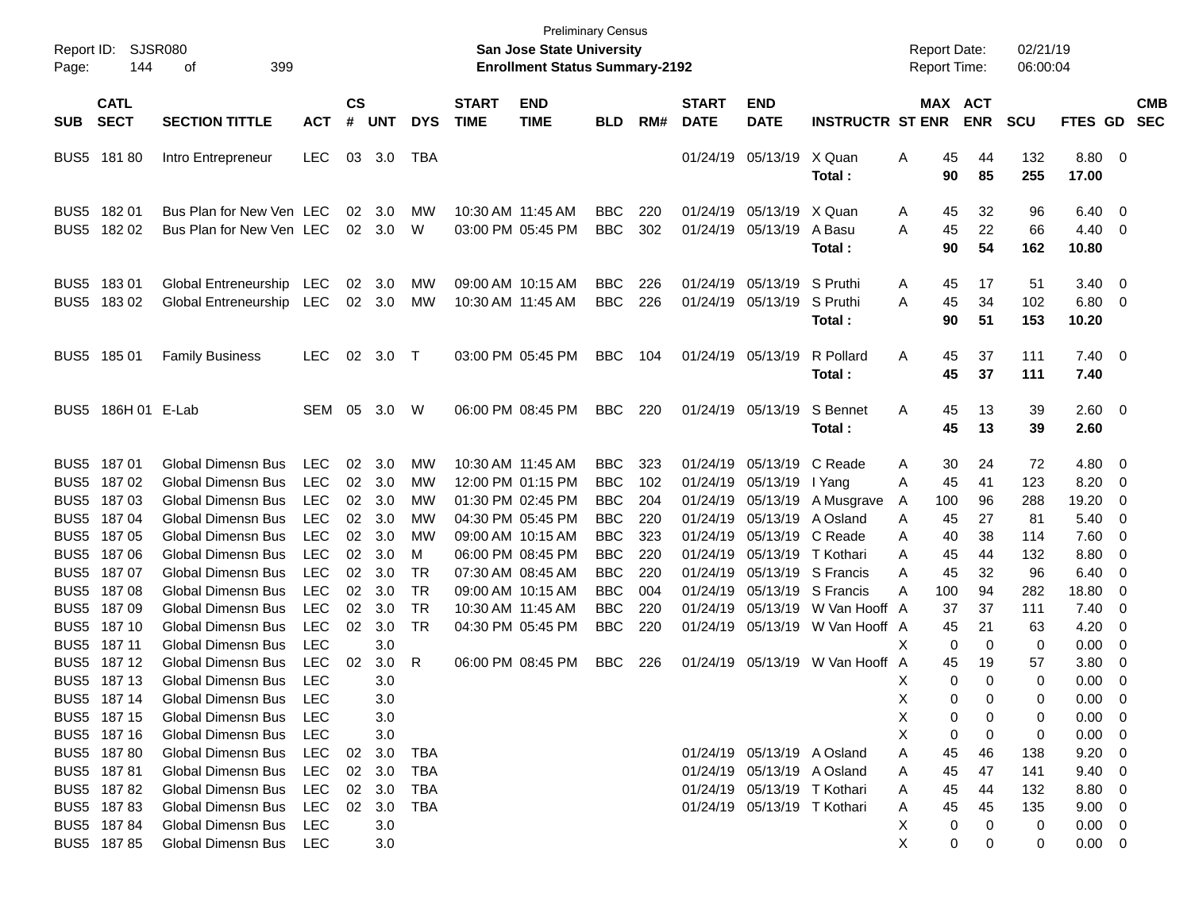Preliminary Census

**San Jose State University**

**Enrollment Status Summary-2192**

Report ID: SJSR080 | Report Date: 02/21/19 | Report Time: 06:00:04

| SUB | CATL SECT | SECTION TITTLE | ACT | CS # | UNT | DYS | START TIME | END TIME | BLD | RM# | START DATE | END DATE | INSTRUCTR | ST | MAX ENR | ACT ENR | SCU | FTES | GD | CMB SEC |
|---|---|---|---|---|---|---|---|---|---|---|---|---|---|---|---|---|---|---|---|---|
| BUS5 | 181 80 | Intro Entrepreneur | LEC | 03 | 3.0 | TBA | | | | | 01/24/19 | 05/13/19 | X Quan | A | 45 | 44 | 132 | 8.80 | 0 | |
| | | | | | | | | | | | | | **Total :** | | **90** | **85** | **255** | **17.00** | | |
| BUS5 | 182 01 | Bus Plan for New Ven | LEC | 02 | 3.0 | MW | 10:30 AM | 11:45 AM | BBC | 220 | 01/24/19 | 05/13/19 | X Quan | A | 45 | 32 | 96 | 6.40 | 0 | |
| BUS5 | 182 02 | Bus Plan for New Ven | LEC | 02 | 3.0 | W | 03:00 PM | 05:45 PM | BBC | 302 | 01/24/19 | 05/13/19 | A Basu | A | 45 | 22 | 66 | 4.40 | 0 | |
| | | | | | | | | | | | | | **Total :** | | **90** | **54** | **162** | **10.80** | | |
| BUS5 | 183 01 | Global Entreneurship | LEC | 02 | 3.0 | MW | 09:00 AM | 10:15 AM | BBC | 226 | 01/24/19 | 05/13/19 | S Pruthi | A | 45 | 17 | 51 | 3.40 | 0 | |
| BUS5 | 183 02 | Global Entreneurship | LEC | 02 | 3.0 | MW | 10:30 AM | 11:45 AM | BBC | 226 | 01/24/19 | 05/13/19 | S Pruthi | A | 45 | 34 | 102 | 6.80 | 0 | |
| | | | | | | | | | | | | | **Total :** | | **90** | **51** | **153** | **10.20** | | |
| BUS5 | 185 01 | Family Business | LEC | 02 | 3.0 | T | 03:00 PM | 05:45 PM | BBC | 104 | 01/24/19 | 05/13/19 | R Pollard | A | 45 | 37 | 111 | 7.40 | 0 | |
| | | | | | | | | | | | | | **Total :** | | **45** | **37** | **111** | **7.40** | | |
| BUS5 | 186H 01 | E-Lab | SEM | 05 | 3.0 | W | 06:00 PM | 08:45 PM | BBC | 220 | 01/24/19 | 05/13/19 | S Bennet | A | 45 | 13 | 39 | 2.60 | 0 | |
| | | | | | | | | | | | | | **Total :** | | **45** | **13** | **39** | **2.60** | | |
| BUS5 | 187 01 | Global Dimensn Bus | LEC | 02 | 3.0 | MW | 10:30 AM | 11:45 AM | BBC | 323 | 01/24/19 | 05/13/19 | C Reade | A | 30 | 24 | 72 | 4.80 | 0 | |
| BUS5 | 187 02 | Global Dimensn Bus | LEC | 02 | 3.0 | MW | 12:00 PM | 01:15 PM | BBC | 102 | 01/24/19 | 05/13/19 | I Yang | A | 45 | 41 | 123 | 8.20 | 0 | |
| BUS5 | 187 03 | Global Dimensn Bus | LEC | 02 | 3.0 | MW | 01:30 PM | 02:45 PM | BBC | 204 | 01/24/19 | 05/13/19 | A Musgrave | A | 100 | 96 | 288 | 19.20 | 0 | |
| BUS5 | 187 04 | Global Dimensn Bus | LEC | 02 | 3.0 | MW | 04:30 PM | 05:45 PM | BBC | 220 | 01/24/19 | 05/13/19 | A Osland | A | 45 | 27 | 81 | 5.40 | 0 | |
| BUS5 | 187 05 | Global Dimensn Bus | LEC | 02 | 3.0 | MW | 09:00 AM | 10:15 AM | BBC | 323 | 01/24/19 | 05/13/19 | C Reade | A | 40 | 38 | 114 | 7.60 | 0 | |
| BUS5 | 187 06 | Global Dimensn Bus | LEC | 02 | 3.0 | M | 06:00 PM | 08:45 PM | BBC | 220 | 01/24/19 | 05/13/19 | T Kothari | A | 45 | 44 | 132 | 8.80 | 0 | |
| BUS5 | 187 07 | Global Dimensn Bus | LEC | 02 | 3.0 | TR | 07:30 AM | 08:45 AM | BBC | 220 | 01/24/19 | 05/13/19 | S Francis | A | 45 | 32 | 96 | 6.40 | 0 | |
| BUS5 | 187 08 | Global Dimensn Bus | LEC | 02 | 3.0 | TR | 09:00 AM | 10:15 AM | BBC | 004 | 01/24/19 | 05/13/19 | S Francis | A | 100 | 94 | 282 | 18.80 | 0 | |
| BUS5 | 187 09 | Global Dimensn Bus | LEC | 02 | 3.0 | TR | 10:30 AM | 11:45 AM | BBC | 220 | 01/24/19 | 05/13/19 | W Van Hooff | A | 37 | 37 | 111 | 7.40 | 0 | |
| BUS5 | 187 10 | Global Dimensn Bus | LEC | 02 | 3.0 | TR | 04:30 PM | 05:45 PM | BBC | 220 | 01/24/19 | 05/13/19 | W Van Hooff | A | 45 | 21 | 63 | 4.20 | 0 | |
| BUS5 | 187 11 | Global Dimensn Bus | LEC | | 3.0 | | | | | | | | | X | 0 | 0 | 0 | 0.00 | 0 | |
| BUS5 | 187 12 | Global Dimensn Bus | LEC | 02 | 3.0 | R | 06:00 PM | 08:45 PM | BBC | 226 | 01/24/19 | 05/13/19 | W Van Hooff | A | 45 | 19 | 57 | 3.80 | 0 | |
| BUS5 | 187 13 | Global Dimensn Bus | LEC | | 3.0 | | | | | | | | | X | 0 | 0 | 0 | 0.00 | 0 | |
| BUS5 | 187 14 | Global Dimensn Bus | LEC | | 3.0 | | | | | | | | | X | 0 | 0 | 0 | 0.00 | 0 | |
| BUS5 | 187 15 | Global Dimensn Bus | LEC | | 3.0 | | | | | | | | | X | 0 | 0 | 0 | 0.00 | 0 | |
| BUS5 | 187 16 | Global Dimensn Bus | LEC | | 3.0 | | | | | | | | | X | 0 | 0 | 0 | 0.00 | 0 | |
| BUS5 | 187 80 | Global Dimensn Bus | LEC | 02 | 3.0 | TBA | | | | | 01/24/19 | 05/13/19 | A Osland | A | 45 | 46 | 138 | 9.20 | 0 | |
| BUS5 | 187 81 | Global Dimensn Bus | LEC | 02 | 3.0 | TBA | | | | | 01/24/19 | 05/13/19 | A Osland | A | 45 | 47 | 141 | 9.40 | 0 | |
| BUS5 | 187 82 | Global Dimensn Bus | LEC | 02 | 3.0 | TBA | | | | | 01/24/19 | 05/13/19 | T Kothari | A | 45 | 44 | 132 | 8.80 | 0 | |
| BUS5 | 187 83 | Global Dimensn Bus | LEC | 02 | 3.0 | TBA | | | | | 01/24/19 | 05/13/19 | T Kothari | A | 45 | 45 | 135 | 9.00 | 0 | |
| BUS5 | 187 84 | Global Dimensn Bus | LEC | | 3.0 | | | | | | | | | X | 0 | 0 | 0 | 0.00 | 0 | |
| BUS5 | 187 85 | Global Dimensn Bus | LEC | | 3.0 | | | | | | | | | X | 0 | 0 | 0 | 0.00 | 0 | |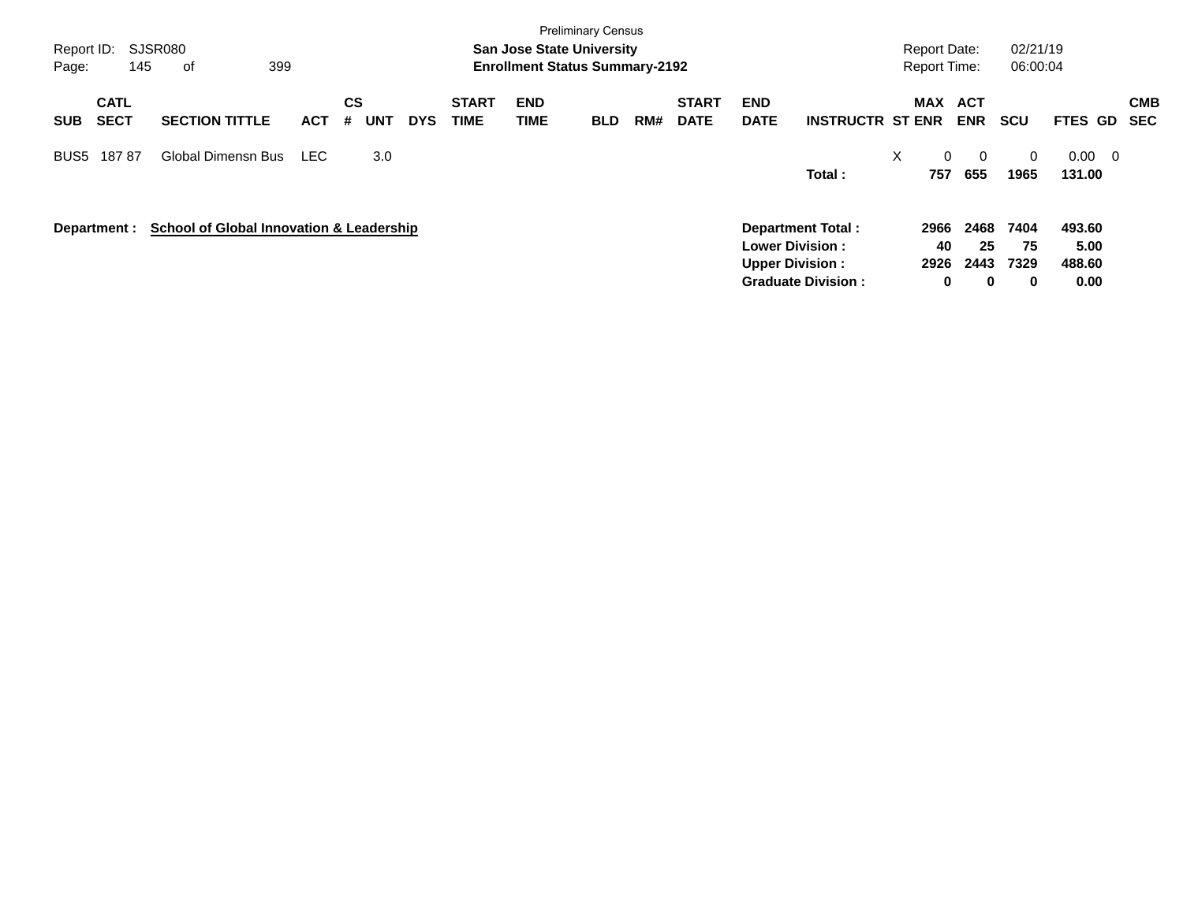Preliminary Census

**San Jose State University**
**Enrollment Status Summary-2192**

Report ID: SJSR080
Report Date: 02/21/19
Report Time: 06:00:04

| SUB | CATL SECT | SECTION TITTLE | ACT | CS # | UNT | DYS | START TIME | END TIME | BLD | RM# | START DATE | END DATE | INSTRUCTR | ST | MAX ENR | ACT ENR | SCU | FTES | GD | CMB SEC |
|---|---|---|---|---|---|---|---|---|---|---|---|---|---|---|---|---|---|---|---|---|
| BUS5 | 187 87 | Global Dimensn Bus | LEC | | 3.0 | | | | | | | | | X | 0 | 0 | 0 | 0.00 | 0 | |
| | | | | | | | | | | | | | **Total :** | | **757** | **655** | **1965** | **131.00** | | |

**Department :** **School of Global Innovation & Leadership**

| | MAX ENR | ACT ENR | SCU | FTES |
|---|---|---|---|---|
| **Department Total :** | **2966** | **2468** | **7404** | **493.60** |
| **Lower Division :** | **40** | **25** | **75** | **5.00** |
| **Upper Division :** | **2926** | **2443** | **7329** | **488.60** |
| **Graduate Division :** | **0** | **0** | **0** | **0.00** |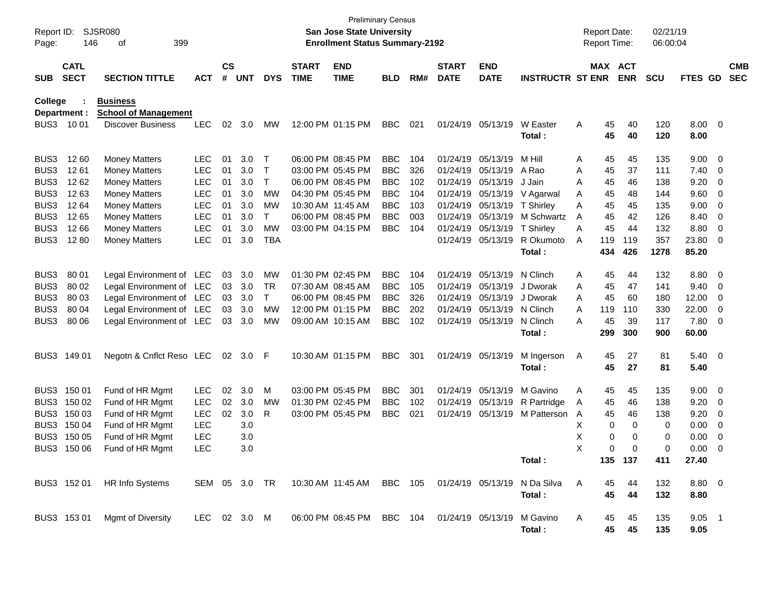Preliminary Census

Report ID: SJSR080

**San Jose State University**

**Enrollment Status Summary-2192**

Report Date: 02/21/19

Report Time: 06:00:04

**College : Business**

**Department : School of Management**

| SUB | CATL SECT | SECTION TITTLE | ACT | CS # | UNT | DYS | START TIME | END TIME | BLD | RM# | START DATE | END DATE | INSTRUCTR | ST | MAX ENR | ACT ENR | SCU | FTES | GD | CMB SEC |
|---|---|---|---|---|---|---|---|---|---|---|---|---|---|---|---|---|---|---|---|---|
| BUS3 | 10 01 | Discover Business | LEC | 02 | 3.0 | MW | 12:00 PM | 01:15 PM | BBC | 021 | 01/24/19 | 05/13/19 | W Easter | A | 45 | 40 | 120 | 8.00 | 0 | |
| | | | | | | | | | | | | | **Total :** | | **45** | **40** | **120** | **8.00** | | |
| BUS3 | 12 60 | Money Matters | LEC | 01 | 3.0 | T | 06:00 PM | 08:45 PM | BBC | 104 | 01/24/19 | 05/13/19 | M Hill | A | 45 | 45 | 135 | 9.00 | 0 | |
| BUS3 | 12 61 | Money Matters | LEC | 01 | 3.0 | T | 03:00 PM | 05:45 PM | BBC | 326 | 01/24/19 | 05/13/19 | A Rao | A | 45 | 37 | 111 | 7.40 | 0 | |
| BUS3 | 12 62 | Money Matters | LEC | 01 | 3.0 | T | 06:00 PM | 08:45 PM | BBC | 102 | 01/24/19 | 05/13/19 | J Jain | A | 45 | 46 | 138 | 9.20 | 0 | |
| BUS3 | 12 63 | Money Matters | LEC | 01 | 3.0 | MW | 04:30 PM | 05:45 PM | BBC | 104 | 01/24/19 | 05/13/19 | V Agarwal | A | 45 | 48 | 144 | 9.60 | 0 | |
| BUS3 | 12 64 | Money Matters | LEC | 01 | 3.0 | MW | 10:30 AM | 11:45 AM | BBC | 103 | 01/24/19 | 05/13/19 | T Shirley | A | 45 | 45 | 135 | 9.00 | 0 | |
| BUS3 | 12 65 | Money Matters | LEC | 01 | 3.0 | T | 06:00 PM | 08:45 PM | BBC | 003 | 01/24/19 | 05/13/19 | M Schwartz | A | 45 | 42 | 126 | 8.40 | 0 | |
| BUS3 | 12 66 | Money Matters | LEC | 01 | 3.0 | MW | 03:00 PM | 04:15 PM | BBC | 104 | 01/24/19 | 05/13/19 | T Shirley | A | 45 | 44 | 132 | 8.80 | 0 | |
| BUS3 | 12 80 | Money Matters | LEC | 01 | 3.0 | TBA | | | | | 01/24/19 | 05/13/19 | R Okumoto | A | 119 | 119 | 357 | 23.80 | 0 | |
| | | | | | | | | | | | | | **Total :** | | **434** | **426** | **1278** | **85.20** | | |
| BUS3 | 80 01 | Legal Environment of | LEC | 03 | 3.0 | MW | 01:30 PM | 02:45 PM | BBC | 104 | 01/24/19 | 05/13/19 | N Clinch | A | 45 | 44 | 132 | 8.80 | 0 | |
| BUS3 | 80 02 | Legal Environment of | LEC | 03 | 3.0 | TR | 07:30 AM | 08:45 AM | BBC | 105 | 01/24/19 | 05/13/19 | J Dworak | A | 45 | 47 | 141 | 9.40 | 0 | |
| BUS3 | 80 03 | Legal Environment of | LEC | 03 | 3.0 | T | 06:00 PM | 08:45 PM | BBC | 326 | 01/24/19 | 05/13/19 | J Dworak | A | 45 | 60 | 180 | 12.00 | 0 | |
| BUS3 | 80 04 | Legal Environment of | LEC | 03 | 3.0 | MW | 12:00 PM | 01:15 PM | BBC | 202 | 01/24/19 | 05/13/19 | N Clinch | A | 119 | 110 | 330 | 22.00 | 0 | |
| BUS3 | 80 06 | Legal Environment of | LEC | 03 | 3.0 | MW | 09:00 AM | 10:15 AM | BBC | 102 | 01/24/19 | 05/13/19 | N Clinch | A | 45 | 39 | 117 | 7.80 | 0 | |
| | | | | | | | | | | | | | **Total :** | | **299** | **300** | **900** | **60.00** | | |
| BUS3 | 149 01 | Negotn & Cnflct Reso | LEC | 02 | 3.0 | F | 10:30 AM | 01:15 PM | BBC | 301 | 01/24/19 | 05/13/19 | M Ingerson | A | 45 | 27 | 81 | 5.40 | 0 | |
| | | | | | | | | | | | | | **Total :** | | **45** | **27** | **81** | **5.40** | | |
| BUS3 | 150 01 | Fund of HR Mgmt | LEC | 02 | 3.0 | M | 03:00 PM | 05:45 PM | BBC | 301 | 01/24/19 | 05/13/19 | M Gavino | A | 45 | 45 | 135 | 9.00 | 0 | |
| BUS3 | 150 02 | Fund of HR Mgmt | LEC | 02 | 3.0 | MW | 01:30 PM | 02:45 PM | BBC | 102 | 01/24/19 | 05/13/19 | R Partridge | A | 45 | 46 | 138 | 9.20 | 0 | |
| BUS3 | 150 03 | Fund of HR Mgmt | LEC | 02 | 3.0 | R | 03:00 PM | 05:45 PM | BBC | 021 | 01/24/19 | 05/13/19 | M Patterson | A | 45 | 46 | 138 | 9.20 | 0 | |
| BUS3 | 150 04 | Fund of HR Mgmt | LEC | | 3.0 | | | | | | | | | X | 0 | 0 | 0 | 0.00 | 0 | |
| BUS3 | 150 05 | Fund of HR Mgmt | LEC | | 3.0 | | | | | | | | | X | 0 | 0 | 0 | 0.00 | 0 | |
| BUS3 | 150 06 | Fund of HR Mgmt | LEC | | 3.0 | | | | | | | | | X | 0 | 0 | 0 | 0.00 | 0 | |
| | | | | | | | | | | | | | **Total :** | | **135** | **137** | **411** | **27.40** | | |
| BUS3 | 152 01 | HR Info Systems | SEM | 05 | 3.0 | TR | 10:30 AM | 11:45 AM | BBC | 105 | 01/24/19 | 05/13/19 | N Da Silva | A | 45 | 44 | 132 | 8.80 | 0 | |
| | | | | | | | | | | | | | **Total :** | | **45** | **44** | **132** | **8.80** | | |
| BUS3 | 153 01 | Mgmt of Diversity | LEC | 02 | 3.0 | M | 06:00 PM | 08:45 PM | BBC | 104 | 01/24/19 | 05/13/19 | M Gavino | A | 45 | 45 | 135 | 9.05 | 1 | |
| | | | | | | | | | | | | | **Total :** | | **45** | **45** | **135** | **9.05** | | |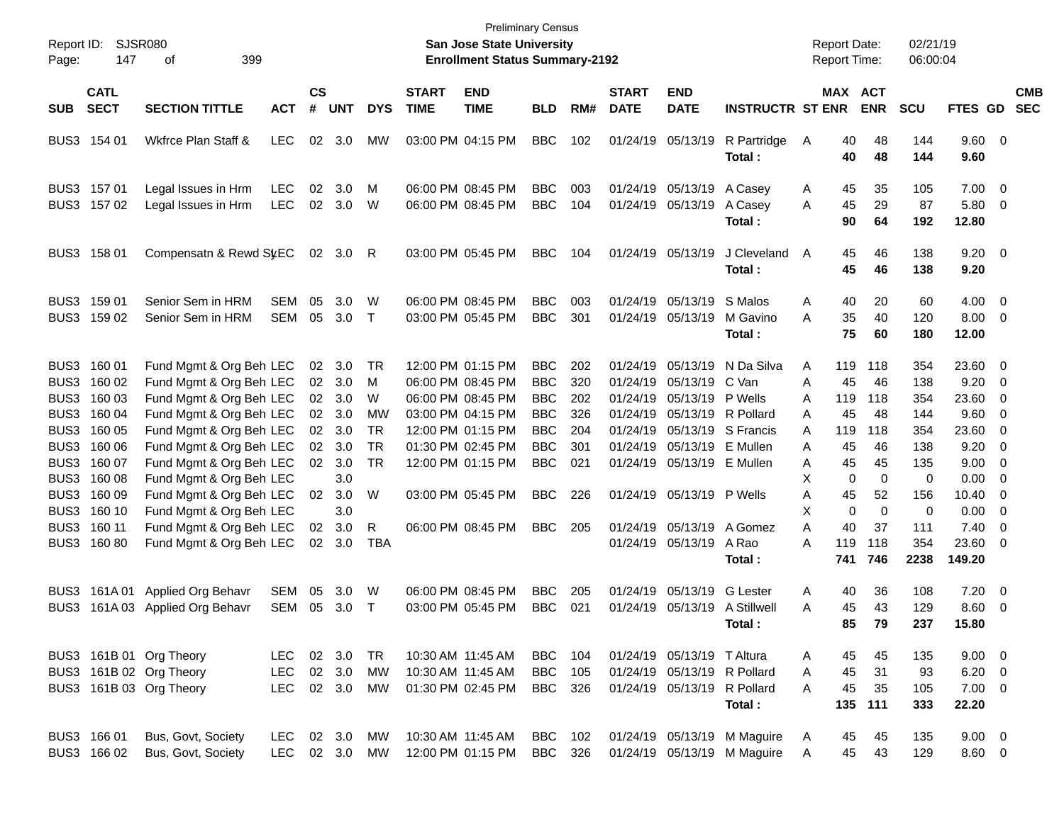Preliminary Census

**San Jose State University**

**Enrollment Status Summary-2192**

Report ID: SJSR080
Report Date: 02/21/19
Report Time: 06:00:04

| SUB | CATL SECT | SECTION TITTLE | ACT | CS # | UNT | DYS | START TIME | END TIME | BLD | RM# | START DATE | END DATE | INSTRUCTR | ST | MAX ENR | ACT ENR | SCU | FTES | GD | CMB SEC |
|---|---|---|---|---|---|---|---|---|---|---|---|---|---|---|---|---|---|---|---|---|
| BUS3 | 154 01 | Wkfrce Plan Staff & | LEC | 02 | 3.0 | MW | 03:00 PM | 04:15 PM | BBC | 102 | 01/24/19 | 05/13/19 | R Partridge | A | 40 | 48 | 144 | 9.60 | 0 | |
| | | | | | | | | | | | | | **Total :** | | **40** | **48** | **144** | **9.60** | | |
| BUS3 | 157 01 | Legal Issues in Hrm | LEC | 02 | 3.0 | M | 06:00 PM | 08:45 PM | BBC | 003 | 01/24/19 | 05/13/19 | A Casey | A | 45 | 35 | 105 | 7.00 | 0 | |
| BUS3 | 157 02 | Legal Issues in Hrm | LEC | 02 | 3.0 | W | 06:00 PM | 08:45 PM | BBC | 104 | 01/24/19 | 05/13/19 | A Casey | A | 45 | 29 | 87 | 5.80 | 0 | |
| | | | | | | | | | | | | | **Total :** | | **90** | **64** | **192** | **12.80** | | |
| BUS3 | 158 01 | Compensatn & Rewd Sy | LEC | 02 | 3.0 | R | 03:00 PM | 05:45 PM | BBC | 104 | 01/24/19 | 05/13/19 | J Cleveland | A | 45 | 46 | 138 | 9.20 | 0 | |
| | | | | | | | | | | | | | **Total :** | | **45** | **46** | **138** | **9.20** | | |
| BUS3 | 159 01 | Senior Sem in HRM | SEM | 05 | 3.0 | W | 06:00 PM | 08:45 PM | BBC | 003 | 01/24/19 | 05/13/19 | S Malos | A | 40 | 20 | 60 | 4.00 | 0 | |
| BUS3 | 159 02 | Senior Sem in HRM | SEM | 05 | 3.0 | T | 03:00 PM | 05:45 PM | BBC | 301 | 01/24/19 | 05/13/19 | M Gavino | A | 35 | 40 | 120 | 8.00 | 0 | |
| | | | | | | | | | | | | | **Total :** | | **75** | **60** | **180** | **12.00** | | |
| BUS3 | 160 01 | Fund Mgmt & Org Beh | LEC | 02 | 3.0 | TR | 12:00 PM | 01:15 PM | BBC | 202 | 01/24/19 | 05/13/19 | N Da Silva | A | 119 | 118 | 354 | 23.60 | 0 | |
| BUS3 | 160 02 | Fund Mgmt & Org Beh | LEC | 02 | 3.0 | M | 06:00 PM | 08:45 PM | BBC | 320 | 01/24/19 | 05/13/19 | C Van | A | 45 | 46 | 138 | 9.20 | 0 | |
| BUS3 | 160 03 | Fund Mgmt & Org Beh | LEC | 02 | 3.0 | W | 06:00 PM | 08:45 PM | BBC | 202 | 01/24/19 | 05/13/19 | P Wells | A | 119 | 118 | 354 | 23.60 | 0 | |
| BUS3 | 160 04 | Fund Mgmt & Org Beh | LEC | 02 | 3.0 | MW | 03:00 PM | 04:15 PM | BBC | 326 | 01/24/19 | 05/13/19 | R Pollard | A | 45 | 48 | 144 | 9.60 | 0 | |
| BUS3 | 160 05 | Fund Mgmt & Org Beh | LEC | 02 | 3.0 | TR | 12:00 PM | 01:15 PM | BBC | 204 | 01/24/19 | 05/13/19 | S Francis | A | 119 | 118 | 354 | 23.60 | 0 | |
| BUS3 | 160 06 | Fund Mgmt & Org Beh | LEC | 02 | 3.0 | TR | 01:30 PM | 02:45 PM | BBC | 301 | 01/24/19 | 05/13/19 | E Mullen | A | 45 | 46 | 138 | 9.20 | 0 | |
| BUS3 | 160 07 | Fund Mgmt & Org Beh | LEC | 02 | 3.0 | TR | 12:00 PM | 01:15 PM | BBC | 021 | 01/24/19 | 05/13/19 | E Mullen | A | 45 | 45 | 135 | 9.00 | 0 | |
| BUS3 | 160 08 | Fund Mgmt & Org Beh | LEC | | 3.0 | | | | | | | | | X | 0 | 0 | 0 | 0.00 | 0 | |
| BUS3 | 160 09 | Fund Mgmt & Org Beh | LEC | 02 | 3.0 | W | 03:00 PM | 05:45 PM | BBC | 226 | 01/24/19 | 05/13/19 | P Wells | A | 45 | 52 | 156 | 10.40 | 0 | |
| BUS3 | 160 10 | Fund Mgmt & Org Beh | LEC | | 3.0 | | | | | | | | | X | 0 | 0 | 0 | 0.00 | 0 | |
| BUS3 | 160 11 | Fund Mgmt & Org Beh | LEC | 02 | 3.0 | R | 06:00 PM | 08:45 PM | BBC | 205 | 01/24/19 | 05/13/19 | A Gomez | A | 40 | 37 | 111 | 7.40 | 0 | |
| BUS3 | 160 80 | Fund Mgmt & Org Beh | LEC | 02 | 3.0 | TBA | | | | | 01/24/19 | 05/13/19 | A Rao | A | 119 | 118 | 354 | 23.60 | 0 | |
| | | | | | | | | | | | | | **Total :** | | **741** | **746** | **2238** | **149.20** | | |
| BUS3 | 161A 01 | Applied Org Behavr | SEM | 05 | 3.0 | W | 06:00 PM | 08:45 PM | BBC | 205 | 01/24/19 | 05/13/19 | G Lester | A | 40 | 36 | 108 | 7.20 | 0 | |
| BUS3 | 161A 03 | Applied Org Behavr | SEM | 05 | 3.0 | T | 03:00 PM | 05:45 PM | BBC | 021 | 01/24/19 | 05/13/19 | A Stillwell | A | 45 | 43 | 129 | 8.60 | 0 | |
| | | | | | | | | | | | | | **Total :** | | **85** | **79** | **237** | **15.80** | | |
| BUS3 | 161B 01 | Org Theory | LEC | 02 | 3.0 | TR | 10:30 AM | 11:45 AM | BBC | 104 | 01/24/19 | 05/13/19 | T Altura | A | 45 | 45 | 135 | 9.00 | 0 | |
| BUS3 | 161B 02 | Org Theory | LEC | 02 | 3.0 | MW | 10:30 AM | 11:45 AM | BBC | 105 | 01/24/19 | 05/13/19 | R Pollard | A | 45 | 31 | 93 | 6.20 | 0 | |
| BUS3 | 161B 03 | Org Theory | LEC | 02 | 3.0 | MW | 01:30 PM | 02:45 PM | BBC | 326 | 01/24/19 | 05/13/19 | R Pollard | A | 45 | 35 | 105 | 7.00 | 0 | |
| | | | | | | | | | | | | | **Total :** | | **135** | **111** | **333** | **22.20** | | |
| BUS3 | 166 01 | Bus, Govt, Society | LEC | 02 | 3.0 | MW | 10:30 AM | 11:45 AM | BBC | 102 | 01/24/19 | 05/13/19 | M Maguire | A | 45 | 45 | 135 | 9.00 | 0 | |
| BUS3 | 166 02 | Bus, Govt, Society | LEC | 02 | 3.0 | MW | 12:00 PM | 01:15 PM | BBC | 326 | 01/24/19 | 05/13/19 | M Maguire | A | 45 | 43 | 129 | 8.60 | 0 | |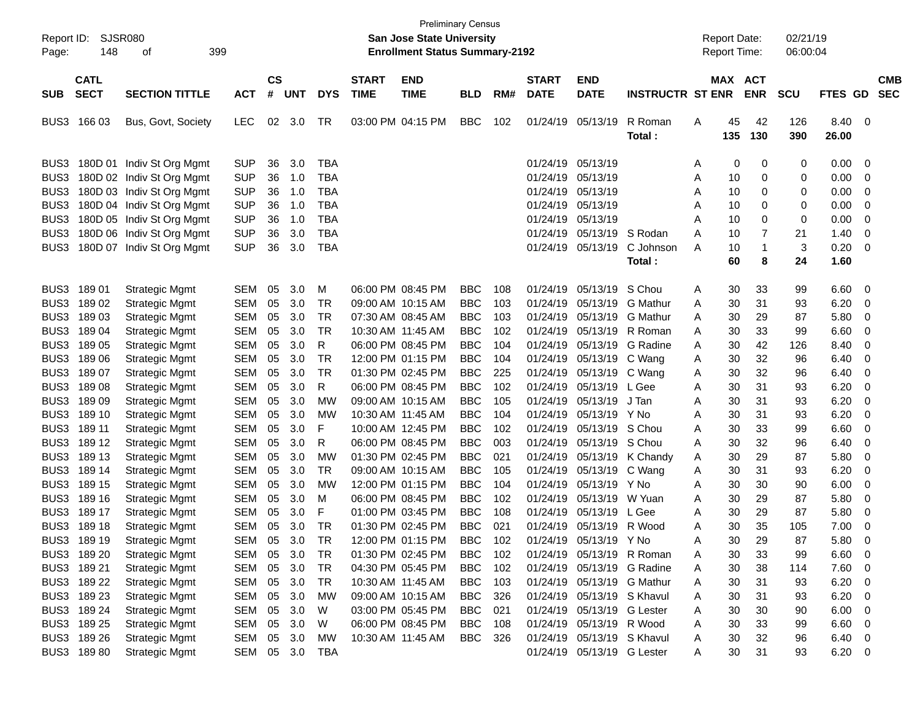Preliminary Census

**San Jose State University**

**Enrollment Status Summary-2192**

Report ID: SJSR080
Report Date: 02/21/19
Report Time: 06:00:04

| SUB | CATL SECT | SECTION TITTLE | ACT | CS # | UNT | DYS | START TIME | END TIME | BLD | RM# | START DATE | END DATE | INSTRUCTR | ST | MAX ENR | ACT ENR | SCU | FTES | GD | CMB SEC |
|---|---|---|---|---|---|---|---|---|---|---|---|---|---|---|---|---|---|---|---|---|
| BUS3 | 166 03 | Bus, Govt, Society | LEC | 02 | 3.0 | TR | 03:00 PM | 04:15 PM | BBC | 102 | 01/24/19 | 05/13/19 | R Roman | A | 45 | 42 | 126 | 8.40 | 0 | |
| | | | | | | | | | | | | | **Total :** | | **135** | **130** | **390** | **26.00** | | |
| BUS3 | 180D 01 | Indiv St Org Mgmt | SUP | 36 | 3.0 | TBA | | | | | 01/24/19 | 05/13/19 | | A | 0 | 0 | 0 | 0.00 | 0 | |
| BUS3 | 180D 02 | Indiv St Org Mgmt | SUP | 36 | 1.0 | TBA | | | | | 01/24/19 | 05/13/19 | | A | 10 | 0 | 0 | 0.00 | 0 | |
| BUS3 | 180D 03 | Indiv St Org Mgmt | SUP | 36 | 1.0 | TBA | | | | | 01/24/19 | 05/13/19 | | A | 10 | 0 | 0 | 0.00 | 0 | |
| BUS3 | 180D 04 | Indiv St Org Mgmt | SUP | 36 | 1.0 | TBA | | | | | 01/24/19 | 05/13/19 | | A | 10 | 0 | 0 | 0.00 | 0 | |
| BUS3 | 180D 05 | Indiv St Org Mgmt | SUP | 36 | 1.0 | TBA | | | | | 01/24/19 | 05/13/19 | | A | 10 | 0 | 0 | 0.00 | 0 | |
| BUS3 | 180D 06 | Indiv St Org Mgmt | SUP | 36 | 3.0 | TBA | | | | | 01/24/19 | 05/13/19 | S Rodan | A | 10 | 7 | 21 | 1.40 | 0 | |
| BUS3 | 180D 07 | Indiv St Org Mgmt | SUP | 36 | 3.0 | TBA | | | | | 01/24/19 | 05/13/19 | C Johnson | A | 10 | 1 | 3 | 0.20 | 0 | |
| | | | | | | | | | | | | | **Total :** | | **60** | **8** | **24** | **1.60** | | |
| BUS3 | 189 01 | Strategic Mgmt | SEM | 05 | 3.0 | M | 06:00 PM | 08:45 PM | BBC | 108 | 01/24/19 | 05/13/19 | S Chou | A | 30 | 33 | 99 | 6.60 | 0 | |
| BUS3 | 189 02 | Strategic Mgmt | SEM | 05 | 3.0 | TR | 09:00 AM | 10:15 AM | BBC | 103 | 01/24/19 | 05/13/19 | G Mathur | A | 30 | 31 | 93 | 6.20 | 0 | |
| BUS3 | 189 03 | Strategic Mgmt | SEM | 05 | 3.0 | TR | 07:30 AM | 08:45 AM | BBC | 103 | 01/24/19 | 05/13/19 | G Mathur | A | 30 | 29 | 87 | 5.80 | 0 | |
| BUS3 | 189 04 | Strategic Mgmt | SEM | 05 | 3.0 | TR | 10:30 AM | 11:45 AM | BBC | 102 | 01/24/19 | 05/13/19 | R Roman | A | 30 | 33 | 99 | 6.60 | 0 | |
| BUS3 | 189 05 | Strategic Mgmt | SEM | 05 | 3.0 | R | 06:00 PM | 08:45 PM | BBC | 104 | 01/24/19 | 05/13/19 | G Radine | A | 30 | 42 | 126 | 8.40 | 0 | |
| BUS3 | 189 06 | Strategic Mgmt | SEM | 05 | 3.0 | TR | 12:00 PM | 01:15 PM | BBC | 104 | 01/24/19 | 05/13/19 | C Wang | A | 30 | 32 | 96 | 6.40 | 0 | |
| BUS3 | 189 07 | Strategic Mgmt | SEM | 05 | 3.0 | TR | 01:30 PM | 02:45 PM | BBC | 225 | 01/24/19 | 05/13/19 | C Wang | A | 30 | 32 | 96 | 6.40 | 0 | |
| BUS3 | 189 08 | Strategic Mgmt | SEM | 05 | 3.0 | R | 06:00 PM | 08:45 PM | BBC | 102 | 01/24/19 | 05/13/19 | L Gee | A | 30 | 31 | 93 | 6.20 | 0 | |
| BUS3 | 189 09 | Strategic Mgmt | SEM | 05 | 3.0 | MW | 09:00 AM | 10:15 AM | BBC | 105 | 01/24/19 | 05/13/19 | J Tan | A | 30 | 31 | 93 | 6.20 | 0 | |
| BUS3 | 189 10 | Strategic Mgmt | SEM | 05 | 3.0 | MW | 10:30 AM | 11:45 AM | BBC | 104 | 01/24/19 | 05/13/19 | Y No | A | 30 | 31 | 93 | 6.20 | 0 | |
| BUS3 | 189 11 | Strategic Mgmt | SEM | 05 | 3.0 | F | 10:00 AM | 12:45 PM | BBC | 102 | 01/24/19 | 05/13/19 | S Chou | A | 30 | 33 | 99 | 6.60 | 0 | |
| BUS3 | 189 12 | Strategic Mgmt | SEM | 05 | 3.0 | R | 06:00 PM | 08:45 PM | BBC | 003 | 01/24/19 | 05/13/19 | S Chou | A | 30 | 32 | 96 | 6.40 | 0 | |
| BUS3 | 189 13 | Strategic Mgmt | SEM | 05 | 3.0 | MW | 01:30 PM | 02:45 PM | BBC | 021 | 01/24/19 | 05/13/19 | K Chandy | A | 30 | 29 | 87 | 5.80 | 0 | |
| BUS3 | 189 14 | Strategic Mgmt | SEM | 05 | 3.0 | TR | 09:00 AM | 10:15 AM | BBC | 105 | 01/24/19 | 05/13/19 | C Wang | A | 30 | 31 | 93 | 6.20 | 0 | |
| BUS3 | 189 15 | Strategic Mgmt | SEM | 05 | 3.0 | MW | 12:00 PM | 01:15 PM | BBC | 104 | 01/24/19 | 05/13/19 | Y No | A | 30 | 30 | 90 | 6.00 | 0 | |
| BUS3 | 189 16 | Strategic Mgmt | SEM | 05 | 3.0 | M | 06:00 PM | 08:45 PM | BBC | 102 | 01/24/19 | 05/13/19 | W Yuan | A | 30 | 29 | 87 | 5.80 | 0 | |
| BUS3 | 189 17 | Strategic Mgmt | SEM | 05 | 3.0 | F | 01:00 PM | 03:45 PM | BBC | 108 | 01/24/19 | 05/13/19 | L Gee | A | 30 | 29 | 87 | 5.80 | 0 | |
| BUS3 | 189 18 | Strategic Mgmt | SEM | 05 | 3.0 | TR | 01:30 PM | 02:45 PM | BBC | 021 | 01/24/19 | 05/13/19 | R Wood | A | 30 | 35 | 105 | 7.00 | 0 | |
| BUS3 | 189 19 | Strategic Mgmt | SEM | 05 | 3.0 | TR | 12:00 PM | 01:15 PM | BBC | 102 | 01/24/19 | 05/13/19 | Y No | A | 30 | 29 | 87 | 5.80 | 0 | |
| BUS3 | 189 20 | Strategic Mgmt | SEM | 05 | 3.0 | TR | 01:30 PM | 02:45 PM | BBC | 102 | 01/24/19 | 05/13/19 | R Roman | A | 30 | 33 | 99 | 6.60 | 0 | |
| BUS3 | 189 21 | Strategic Mgmt | SEM | 05 | 3.0 | TR | 04:30 PM | 05:45 PM | BBC | 102 | 01/24/19 | 05/13/19 | G Radine | A | 30 | 38 | 114 | 7.60 | 0 | |
| BUS3 | 189 22 | Strategic Mgmt | SEM | 05 | 3.0 | TR | 10:30 AM | 11:45 AM | BBC | 103 | 01/24/19 | 05/13/19 | G Mathur | A | 30 | 31 | 93 | 6.20 | 0 | |
| BUS3 | 189 23 | Strategic Mgmt | SEM | 05 | 3.0 | MW | 09:00 AM | 10:15 AM | BBC | 326 | 01/24/19 | 05/13/19 | S Khavul | A | 30 | 31 | 93 | 6.20 | 0 | |
| BUS3 | 189 24 | Strategic Mgmt | SEM | 05 | 3.0 | W | 03:00 PM | 05:45 PM | BBC | 021 | 01/24/19 | 05/13/19 | G Lester | A | 30 | 30 | 90 | 6.00 | 0 | |
| BUS3 | 189 25 | Strategic Mgmt | SEM | 05 | 3.0 | W | 06:00 PM | 08:45 PM | BBC | 108 | 01/24/19 | 05/13/19 | R Wood | A | 30 | 33 | 99 | 6.60 | 0 | |
| BUS3 | 189 26 | Strategic Mgmt | SEM | 05 | 3.0 | MW | 10:30 AM | 11:45 AM | BBC | 326 | 01/24/19 | 05/13/19 | S Khavul | A | 30 | 32 | 96 | 6.40 | 0 | |
| BUS3 | 189 80 | Strategic Mgmt | SEM | 05 | 3.0 | TBA | | | | | 01/24/19 | 05/13/19 | G Lester | A | 30 | 31 | 93 | 6.20 | 0 | |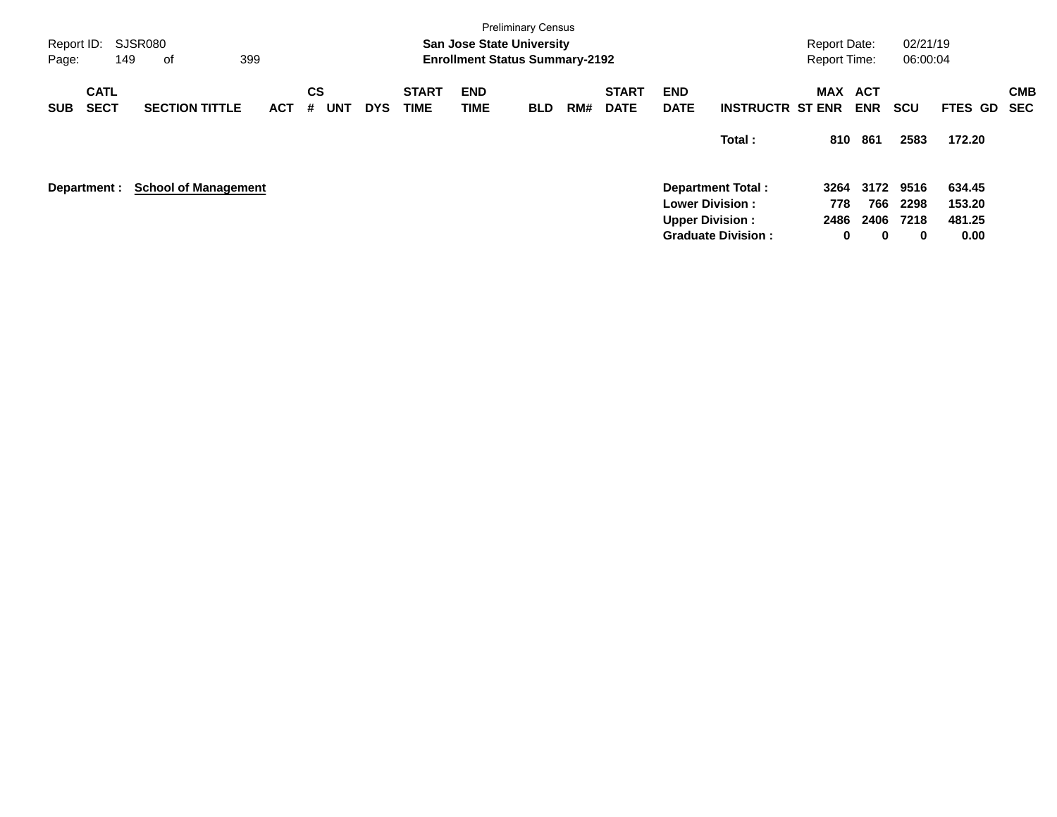Preliminary Census

**San Jose State University**
**Enrollment Status Summary-2192**

| SUB | CATL SECT | SECTION TITTLE | ACT | CS # | UNT | DYS | START TIME | END TIME | BLD | RM# | START DATE | END DATE | INSTRUCTR | MAX ST ENR | ACT ENR | SCU | FTES | GD | CMB SEC |
|---|---|---|---|---|---|---|---|---|---|---|---|---|---|---|---|---|---|---|---|
| | | | | | | | | | | | | | **Total :** | **810** | **861** | **2583** | **172.20** | | |

**Department : School of Management**

| | MAX ST ENR | ACT ENR | SCU | FTES |
|---|---|---|---|---|
| **Department Total :** | **3264** | **3172** | **9516** | **634.45** |
| **Lower Division :** | **778** | **766** | **2298** | **153.20** |
| **Upper Division :** | **2486** | **2406** | **7218** | **481.25** |
| **Graduate Division :** | **0** | **0** | **0** | **0.00** |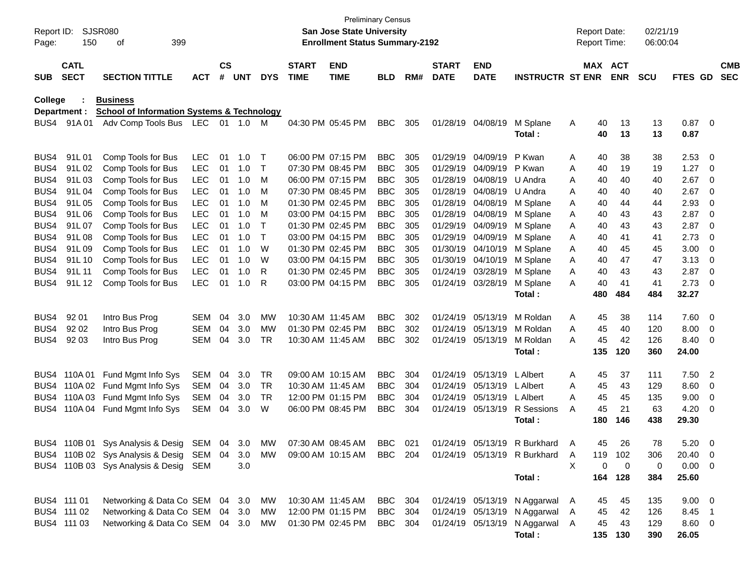Preliminary Census

Report ID: SJSR080 | San Jose State University | Report Date: 02/21/19
Page: 150 of 399 | Enrollment Status Summary-2192 | Report Time: 06:00:04

**College : Business**
**Department : School of Information Systems & Technology**

| SUB | CATL SECT | SECTION TITTLE | ACT | CS # | UNT | DYS | START TIME | END TIME | BLD | RM# | START DATE | END DATE | INSTRUCTR | ST | MAX ENR | ACT ENR | SCU | FTES | GD | CMB SEC |
|---|---|---|---|---|---|---|---|---|---|---|---|---|---|---|---|---|---|---|---|---|
| BUS4 | 91A 01 | Adv Comp Tools Bus | LEC | 01 | 1.0 | M | 04:30 PM | 05:45 PM | BBC | 305 | 01/28/19 | 04/08/19 | M Splane | A | 40 | 13 | 13 | 0.87 | 0 | |
| | | | | | | | | | | | | | **Total :** | | **40** | **13** | **13** | **0.87** | | |
| BUS4 | 91L 01 | Comp Tools for Bus | LEC | 01 | 1.0 | T | 06:00 PM | 07:15 PM | BBC | 305 | 01/29/19 | 04/09/19 | P Kwan | A | 40 | 38 | 38 | 2.53 | 0 | |
| BUS4 | 91L 02 | Comp Tools for Bus | LEC | 01 | 1.0 | T | 07:30 PM | 08:45 PM | BBC | 305 | 01/29/19 | 04/09/19 | P Kwan | A | 40 | 19 | 19 | 1.27 | 0 | |
| BUS4 | 91L 03 | Comp Tools for Bus | LEC | 01 | 1.0 | M | 06:00 PM | 07:15 PM | BBC | 305 | 01/28/19 | 04/08/19 | U Andra | A | 40 | 40 | 40 | 2.67 | 0 | |
| BUS4 | 91L 04 | Comp Tools for Bus | LEC | 01 | 1.0 | M | 07:30 PM | 08:45 PM | BBC | 305 | 01/28/19 | 04/08/19 | U Andra | A | 40 | 40 | 40 | 2.67 | 0 | |
| BUS4 | 91L 05 | Comp Tools for Bus | LEC | 01 | 1.0 | M | 01:30 PM | 02:45 PM | BBC | 305 | 01/28/19 | 04/08/19 | M Splane | A | 40 | 44 | 44 | 2.93 | 0 | |
| BUS4 | 91L 06 | Comp Tools for Bus | LEC | 01 | 1.0 | M | 03:00 PM | 04:15 PM | BBC | 305 | 01/28/19 | 04/08/19 | M Splane | A | 40 | 43 | 43 | 2.87 | 0 | |
| BUS4 | 91L 07 | Comp Tools for Bus | LEC | 01 | 1.0 | T | 01:30 PM | 02:45 PM | BBC | 305 | 01/29/19 | 04/09/19 | M Splane | A | 40 | 43 | 43 | 2.87 | 0 | |
| BUS4 | 91L 08 | Comp Tools for Bus | LEC | 01 | 1.0 | T | 03:00 PM | 04:15 PM | BBC | 305 | 01/29/19 | 04/09/19 | M Splane | A | 40 | 41 | 41 | 2.73 | 0 | |
| BUS4 | 91L 09 | Comp Tools for Bus | LEC | 01 | 1.0 | W | 01:30 PM | 02:45 PM | BBC | 305 | 01/30/19 | 04/10/19 | M Splane | A | 40 | 45 | 45 | 3.00 | 0 | |
| BUS4 | 91L 10 | Comp Tools for Bus | LEC | 01 | 1.0 | W | 03:00 PM | 04:15 PM | BBC | 305 | 01/30/19 | 04/10/19 | M Splane | A | 40 | 47 | 47 | 3.13 | 0 | |
| BUS4 | 91L 11 | Comp Tools for Bus | LEC | 01 | 1.0 | R | 01:30 PM | 02:45 PM | BBC | 305 | 01/24/19 | 03/28/19 | M Splane | A | 40 | 43 | 43 | 2.87 | 0 | |
| BUS4 | 91L 12 | Comp Tools for Bus | LEC | 01 | 1.0 | R | 03:00 PM | 04:15 PM | BBC | 305 | 01/24/19 | 03/28/19 | M Splane | A | 40 | 41 | 41 | 2.73 | 0 | |
| | | | | | | | | | | | | | **Total :** | | **480** | **484** | **484** | **32.27** | | |
| BUS4 | 92 01 | Intro Bus Prog | SEM | 04 | 3.0 | MW | 10:30 AM | 11:45 AM | BBC | 302 | 01/24/19 | 05/13/19 | M Roldan | A | 45 | 38 | 114 | 7.60 | 0 | |
| BUS4 | 92 02 | Intro Bus Prog | SEM | 04 | 3.0 | MW | 01:30 PM | 02:45 PM | BBC | 302 | 01/24/19 | 05/13/19 | M Roldan | A | 45 | 40 | 120 | 8.00 | 0 | |
| BUS4 | 92 03 | Intro Bus Prog | SEM | 04 | 3.0 | TR | 10:30 AM | 11:45 AM | BBC | 302 | 01/24/19 | 05/13/19 | M Roldan | A | 45 | 42 | 126 | 8.40 | 0 | |
| | | | | | | | | | | | | | **Total :** | | **135** | **120** | **360** | **24.00** | | |
| BUS4 | 110A 01 | Fund Mgmt Info Sys | SEM | 04 | 3.0 | TR | 09:00 AM | 10:15 AM | BBC | 304 | 01/24/19 | 05/13/19 | L Albert | A | 45 | 37 | 111 | 7.50 | 2 | |
| BUS4 | 110A 02 | Fund Mgmt Info Sys | SEM | 04 | 3.0 | TR | 10:30 AM | 11:45 AM | BBC | 304 | 01/24/19 | 05/13/19 | L Albert | A | 45 | 43 | 129 | 8.60 | 0 | |
| BUS4 | 110A 03 | Fund Mgmt Info Sys | SEM | 04 | 3.0 | TR | 12:00 PM | 01:15 PM | BBC | 304 | 01/24/19 | 05/13/19 | L Albert | A | 45 | 45 | 135 | 9.00 | 0 | |
| BUS4 | 110A 04 | Fund Mgmt Info Sys | SEM | 04 | 3.0 | W | 06:00 PM | 08:45 PM | BBC | 304 | 01/24/19 | 05/13/19 | R Sessions | A | 45 | 21 | 63 | 4.20 | 0 | |
| | | | | | | | | | | | | | **Total :** | | **180** | **146** | **438** | **29.30** | | |
| BUS4 | 110B 01 | Sys Analysis & Desig | SEM | 04 | 3.0 | MW | 07:30 AM | 08:45 AM | BBC | 021 | 01/24/19 | 05/13/19 | R Burkhard | A | 45 | 26 | 78 | 5.20 | 0 | |
| BUS4 | 110B 02 | Sys Analysis & Desig | SEM | 04 | 3.0 | MW | 09:00 AM | 10:15 AM | BBC | 204 | 01/24/19 | 05/13/19 | R Burkhard | A | 119 | 102 | 306 | 20.40 | 0 | |
| BUS4 | 110B 03 | Sys Analysis & Desig | SEM | | 3.0 | | | | | | | | | X | 0 | 0 | 0 | 0.00 | 0 | |
| | | | | | | | | | | | | | **Total :** | | **164** | **128** | **384** | **25.60** | | |
| BUS4 | 111 01 | Networking & Data Co | SEM | 04 | 3.0 | MW | 10:30 AM | 11:45 AM | BBC | 304 | 01/24/19 | 05/13/19 | N Aggarwal | A | 45 | 45 | 135 | 9.00 | 0 | |
| BUS4 | 111 02 | Networking & Data Co | SEM | 04 | 3.0 | MW | 12:00 PM | 01:15 PM | BBC | 304 | 01/24/19 | 05/13/19 | N Aggarwal | A | 45 | 42 | 126 | 8.45 | 1 | |
| BUS4 | 111 03 | Networking & Data Co | SEM | 04 | 3.0 | MW | 01:30 PM | 02:45 PM | BBC | 304 | 01/24/19 | 05/13/19 | N Aggarwal | A | 45 | 43 | 129 | 8.60 | 0 | |
| | | | | | | | | | | | | | **Total :** | | **135** | **130** | **390** | **26.05** | | |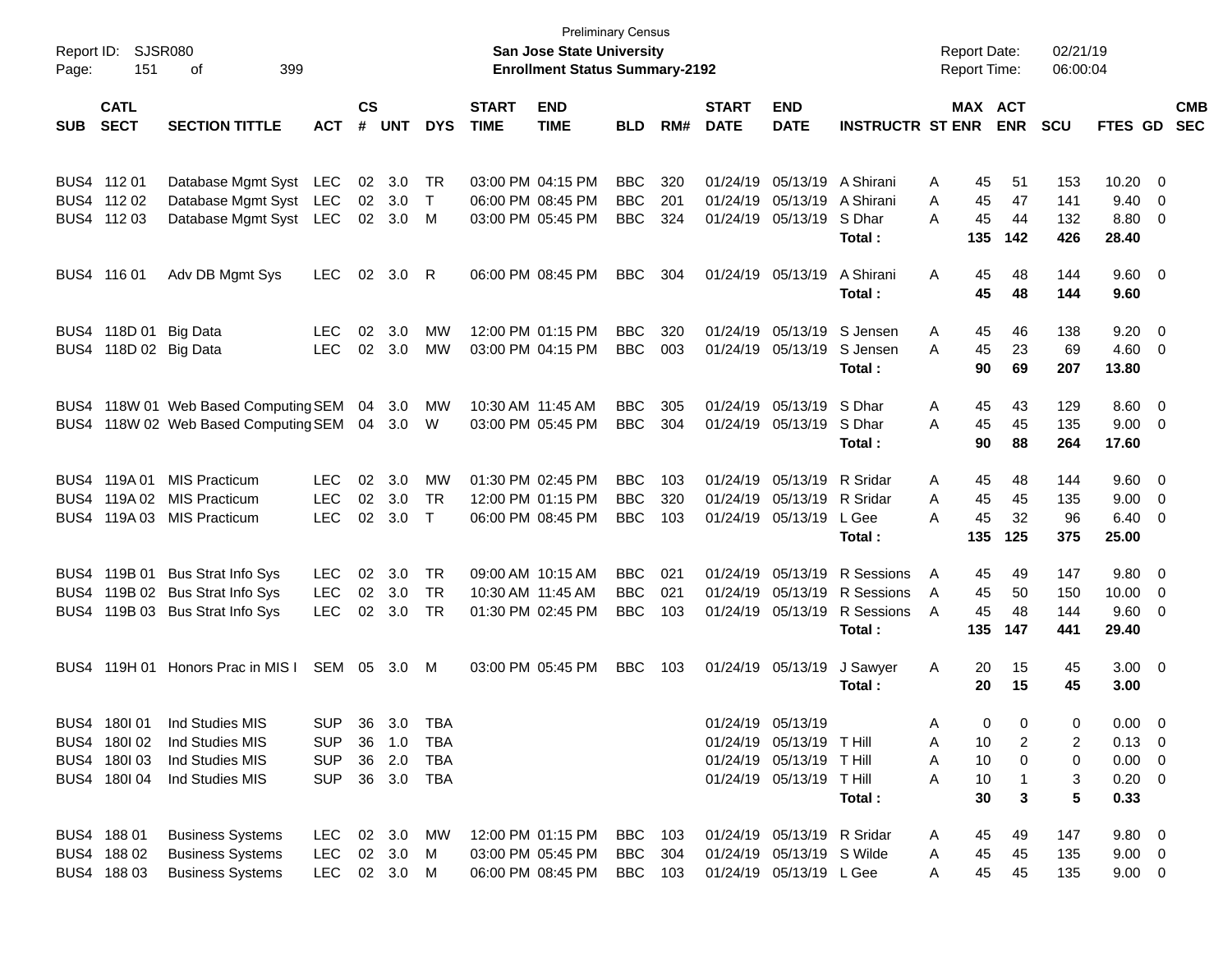Preliminary Census

**San Jose State University**

**Enrollment Status Summary-2192**

Report ID: SJSR080

Report Date: 02/21/19

Report Time: 06:00:04

| SUB | CATL SECT | SECTION TITTLE | ACT | CS # | UNT | DYS | START TIME | END TIME | BLD | RM# | START DATE | END DATE | INSTRUCTR | ST | MAX ENR | ACT ENR | SCU | FTES | GD | CMB SEC |
|---|---|---|---|---|---|---|---|---|---|---|---|---|---|---|---|---|---|---|---|---|
| BUS4 | 112 01 | Database Mgmt Syst | LEC | 02 | 3.0 | TR | 03:00 PM | 04:15 PM | BBC | 320 | 01/24/19 | 05/13/19 | A Shirani | A | 45 | 51 | 153 | 10.20 | 0 | |
| BUS4 | 112 02 | Database Mgmt Syst | LEC | 02 | 3.0 | T | 06:00 PM | 08:45 PM | BBC | 201 | 01/24/19 | 05/13/19 | A Shirani | A | 45 | 47 | 141 | 9.40 | 0 | |
| BUS4 | 112 03 | Database Mgmt Syst | LEC | 02 | 3.0 | M | 03:00 PM | 05:45 PM | BBC | 324 | 01/24/19 | 05/13/19 | S Dhar | A | 45 | 44 | 132 | 8.80 | 0 | |
| | | | | | | | | | | | | | **Total :** | | **135** | **142** | **426** | **28.40** | | |
| BUS4 | 116 01 | Adv DB Mgmt Sys | LEC | 02 | 3.0 | R | 06:00 PM | 08:45 PM | BBC | 304 | 01/24/19 | 05/13/19 | A Shirani | A | 45 | 48 | 144 | 9.60 | 0 | |
| | | | | | | | | | | | | | **Total :** | | **45** | **48** | **144** | **9.60** | | |
| BUS4 | 118D 01 | Big Data | LEC | 02 | 3.0 | MW | 12:00 PM | 01:15 PM | BBC | 320 | 01/24/19 | 05/13/19 | S Jensen | A | 45 | 46 | 138 | 9.20 | 0 | |
| BUS4 | 118D 02 | Big Data | LEC | 02 | 3.0 | MW | 03:00 PM | 04:15 PM | BBC | 003 | 01/24/19 | 05/13/19 | S Jensen | A | 45 | 23 | 69 | 4.60 | 0 | |
| | | | | | | | | | | | | | **Total :** | | **90** | **69** | **207** | **13.80** | | |
| BUS4 | 118W 01 | Web Based Computing | SEM | 04 | 3.0 | MW | 10:30 AM | 11:45 AM | BBC | 305 | 01/24/19 | 05/13/19 | S Dhar | A | 45 | 43 | 129 | 8.60 | 0 | |
| BUS4 | 118W 02 | Web Based Computing | SEM | 04 | 3.0 | W | 03:00 PM | 05:45 PM | BBC | 304 | 01/24/19 | 05/13/19 | S Dhar | A | 45 | 45 | 135 | 9.00 | 0 | |
| | | | | | | | | | | | | | **Total :** | | **90** | **88** | **264** | **17.60** | | |
| BUS4 | 119A 01 | MIS Practicum | LEC | 02 | 3.0 | MW | 01:30 PM | 02:45 PM | BBC | 103 | 01/24/19 | 05/13/19 | R Sridar | A | 45 | 48 | 144 | 9.60 | 0 | |
| BUS4 | 119A 02 | MIS Practicum | LEC | 02 | 3.0 | TR | 12:00 PM | 01:15 PM | BBC | 320 | 01/24/19 | 05/13/19 | R Sridar | A | 45 | 45 | 135 | 9.00 | 0 | |
| BUS4 | 119A 03 | MIS Practicum | LEC | 02 | 3.0 | T | 06:00 PM | 08:45 PM | BBC | 103 | 01/24/19 | 05/13/19 | L Gee | A | 45 | 32 | 96 | 6.40 | 0 | |
| | | | | | | | | | | | | | **Total :** | | **135** | **125** | **375** | **25.00** | | |
| BUS4 | 119B 01 | Bus Strat Info Sys | LEC | 02 | 3.0 | TR | 09:00 AM | 10:15 AM | BBC | 021 | 01/24/19 | 05/13/19 | R Sessions | A | 45 | 49 | 147 | 9.80 | 0 | |
| BUS4 | 119B 02 | Bus Strat Info Sys | LEC | 02 | 3.0 | TR | 10:30 AM | 11:45 AM | BBC | 021 | 01/24/19 | 05/13/19 | R Sessions | A | 45 | 50 | 150 | 10.00 | 0 | |
| BUS4 | 119B 03 | Bus Strat Info Sys | LEC | 02 | 3.0 | TR | 01:30 PM | 02:45 PM | BBC | 103 | 01/24/19 | 05/13/19 | R Sessions | A | 45 | 48 | 144 | 9.60 | 0 | |
| | | | | | | | | | | | | | **Total :** | | **135** | **147** | **441** | **29.40** | | |
| BUS4 | 119H 01 | Honors Prac in MIS I | SEM | 05 | 3.0 | M | 03:00 PM | 05:45 PM | BBC | 103 | 01/24/19 | 05/13/19 | J Sawyer | A | 20 | 15 | 45 | 3.00 | 0 | |
| | | | | | | | | | | | | | **Total :** | | **20** | **15** | **45** | **3.00** | | |
| BUS4 | 180I 01 | Ind Studies MIS | SUP | 36 | 3.0 | TBA | | | | | 01/24/19 | 05/13/19 | | A | 0 | 0 | 0 | 0.00 | 0 | |
| BUS4 | 180I 02 | Ind Studies MIS | SUP | 36 | 1.0 | TBA | | | | | 01/24/19 | 05/13/19 | T Hill | A | 10 | 2 | 2 | 0.13 | 0 | |
| BUS4 | 180I 03 | Ind Studies MIS | SUP | 36 | 2.0 | TBA | | | | | 01/24/19 | 05/13/19 | T Hill | A | 10 | 0 | 0 | 0.00 | 0 | |
| BUS4 | 180I 04 | Ind Studies MIS | SUP | 36 | 3.0 | TBA | | | | | 01/24/19 | 05/13/19 | T Hill | A | 10 | 1 | 3 | 0.20 | 0 | |
| | | | | | | | | | | | | | **Total :** | | **30** | **3** | **5** | **0.33** | | |
| BUS4 | 188 01 | Business Systems | LEC | 02 | 3.0 | MW | 12:00 PM | 01:15 PM | BBC | 103 | 01/24/19 | 05/13/19 | R Sridar | A | 45 | 49 | 147 | 9.80 | 0 | |
| BUS4 | 188 02 | Business Systems | LEC | 02 | 3.0 | M | 03:00 PM | 05:45 PM | BBC | 304 | 01/24/19 | 05/13/19 | S Wilde | A | 45 | 45 | 135 | 9.00 | 0 | |
| BUS4 | 188 03 | Business Systems | LEC | 02 | 3.0 | M | 06:00 PM | 08:45 PM | BBC | 103 | 01/24/19 | 05/13/19 | L Gee | A | 45 | 45 | 135 | 9.00 | 0 | |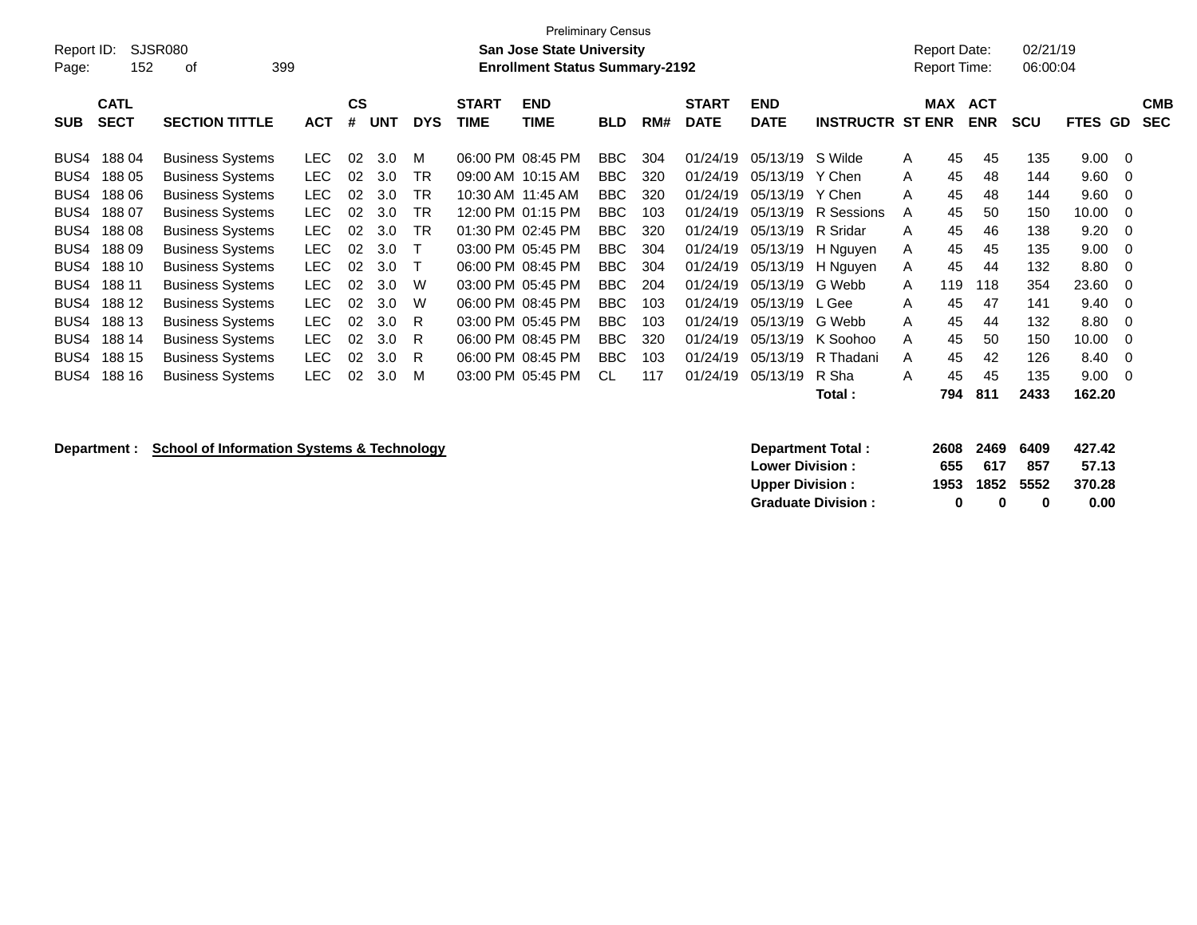Preliminary Census

**San Jose State University**
**Enrollment Status Summary-2192**

Report ID: SJSR080
Report Date: 02/21/19
Report Time: 06:00:04

| SUB | CATL SECT | SECTION TITTLE | ACT | CS # | UNT | DYS | START TIME | END TIME | BLD | RM# | START DATE | END DATE | INSTRUCTR | ST | MAX ENR | ACT ENR | SCU | FTES | GD | CMB SEC |
|---|---|---|---|---|---|---|---|---|---|---|---|---|---|---|---|---|---|---|---|---|
| BUS4 | 188 04 | Business Systems | LEC | 02 | 3.0 | M | 06:00 PM | 08:45 PM | BBC | 304 | 01/24/19 | 05/13/19 | S Wilde | A | 45 | 45 | 135 | 9.00 | 0 | |
| BUS4 | 188 05 | Business Systems | LEC | 02 | 3.0 | TR | 09:00 AM | 10:15 AM | BBC | 320 | 01/24/19 | 05/13/19 | Y Chen | A | 45 | 48 | 144 | 9.60 | 0 | |
| BUS4 | 188 06 | Business Systems | LEC | 02 | 3.0 | TR | 10:30 AM | 11:45 AM | BBC | 320 | 01/24/19 | 05/13/19 | Y Chen | A | 45 | 48 | 144 | 9.60 | 0 | |
| BUS4 | 188 07 | Business Systems | LEC | 02 | 3.0 | TR | 12:00 PM | 01:15 PM | BBC | 103 | 01/24/19 | 05/13/19 | R Sessions | A | 45 | 50 | 150 | 10.00 | 0 | |
| BUS4 | 188 08 | Business Systems | LEC | 02 | 3.0 | TR | 01:30 PM | 02:45 PM | BBC | 320 | 01/24/19 | 05/13/19 | R Sridar | A | 45 | 46 | 138 | 9.20 | 0 | |
| BUS4 | 188 09 | Business Systems | LEC | 02 | 3.0 | T | 03:00 PM | 05:45 PM | BBC | 304 | 01/24/19 | 05/13/19 | H Nguyen | A | 45 | 45 | 135 | 9.00 | 0 | |
| BUS4 | 188 10 | Business Systems | LEC | 02 | 3.0 | T | 06:00 PM | 08:45 PM | BBC | 304 | 01/24/19 | 05/13/19 | H Nguyen | A | 45 | 44 | 132 | 8.80 | 0 | |
| BUS4 | 188 11 | Business Systems | LEC | 02 | 3.0 | W | 03:00 PM | 05:45 PM | BBC | 204 | 01/24/19 | 05/13/19 | G Webb | A | 119 | 118 | 354 | 23.60 | 0 | |
| BUS4 | 188 12 | Business Systems | LEC | 02 | 3.0 | W | 06:00 PM | 08:45 PM | BBC | 103 | 01/24/19 | 05/13/19 | L Gee | A | 45 | 47 | 141 | 9.40 | 0 | |
| BUS4 | 188 13 | Business Systems | LEC | 02 | 3.0 | R | 03:00 PM | 05:45 PM | BBC | 103 | 01/24/19 | 05/13/19 | G Webb | A | 45 | 44 | 132 | 8.80 | 0 | |
| BUS4 | 188 14 | Business Systems | LEC | 02 | 3.0 | R | 06:00 PM | 08:45 PM | BBC | 320 | 01/24/19 | 05/13/19 | K Soohoo | A | 45 | 50 | 150 | 10.00 | 0 | |
| BUS4 | 188 15 | Business Systems | LEC | 02 | 3.0 | R | 06:00 PM | 08:45 PM | BBC | 103 | 01/24/19 | 05/13/19 | R Thadani | A | 45 | 42 | 126 | 8.40 | 0 | |
| BUS4 | 188 16 | Business Systems | LEC | 02 | 3.0 | M | 03:00 PM | 05:45 PM | CL | 117 | 01/24/19 | 05/13/19 | R Sha | A | 45 | 45 | 135 | 9.00 | 0 | |
| | | | | | | | | | | | | | **Total :** | | **794** | **811** | **2433** | **162.20** | | |

**Department : School of Information Systems & Technology**

| | MAX ENR | ACT ENR | SCU | FTES |
|---|---|---|---|---|
| **Department Total :** | **2608** | **2469** | **6409** | **427.42** |
| **Lower Division :** | **655** | **617** | **857** | **57.13** |
| **Upper Division :** | **1953** | **1852** | **5552** | **370.28** |
| **Graduate Division :** | **0** | **0** | **0** | **0.00** |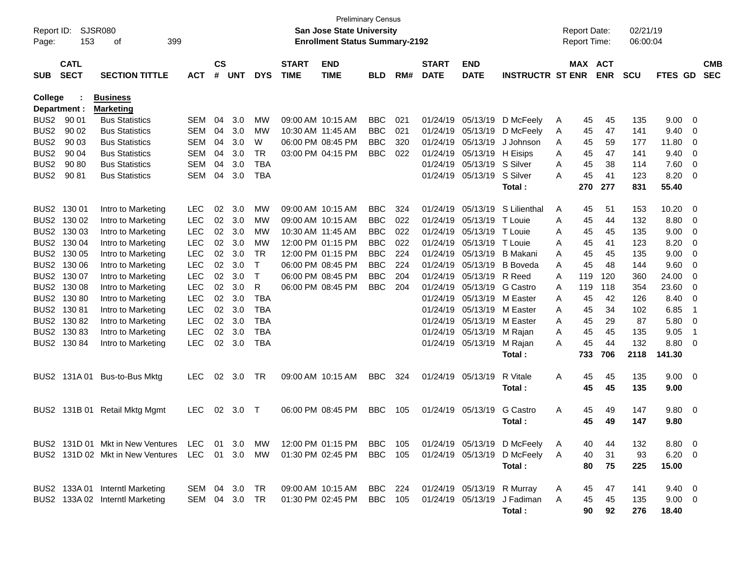Preliminary Census

Report ID: SJSR080 — **San Jose State University** — Report Date: 02/21/19

**Enrollment Status Summary-2192** — Report Time: 06:00:04

**College : Business**
**Department : Marketing**

| SUB | CATL SECT | SECTION TITTLE | ACT | CS # | UNT | DYS | START TIME | END TIME | BLD | RM# | START DATE | END DATE | INSTRUCTR | ST | MAX ENR | ACT ENR | SCU | FTES | GD | CMB SEC |
|---|---|---|---|---|---|---|---|---|---|---|---|---|---|---|---|---|---|---|---|---|
| BUS2 | 90 01 | Bus Statistics | SEM | 04 | 3.0 | MW | 09:00 AM | 10:15 AM | BBC | 021 | 01/24/19 | 05/13/19 | D McFeely | A | 45 | 45 | 135 | 9.00 | 0 | |
| BUS2 | 90 02 | Bus Statistics | SEM | 04 | 3.0 | MW | 10:30 AM | 11:45 AM | BBC | 021 | 01/24/19 | 05/13/19 | D McFeely | A | 45 | 47 | 141 | 9.40 | 0 | |
| BUS2 | 90 03 | Bus Statistics | SEM | 04 | 3.0 | W | 06:00 PM | 08:45 PM | BBC | 320 | 01/24/19 | 05/13/19 | J Johnson | A | 45 | 59 | 177 | 11.80 | 0 | |
| BUS2 | 90 04 | Bus Statistics | SEM | 04 | 3.0 | TR | 03:00 PM | 04:15 PM | BBC | 022 | 01/24/19 | 05/13/19 | H Eisips | A | 45 | 47 | 141 | 9.40 | 0 | |
| BUS2 | 90 80 | Bus Statistics | SEM | 04 | 3.0 | TBA | | | | | 01/24/19 | 05/13/19 | S Silver | A | 45 | 38 | 114 | 7.60 | 0 | |
| BUS2 | 90 81 | Bus Statistics | SEM | 04 | 3.0 | TBA | | | | | 01/24/19 | 05/13/19 | S Silver | A | 45 | 41 | 123 | 8.20 | 0 | |
| | | | | | | | | | | | | | **Total :** | | **270** | **277** | **831** | **55.40** | | |
| BUS2 | 130 01 | Intro to Marketing | LEC | 02 | 3.0 | MW | 09:00 AM | 10:15 AM | BBC | 324 | 01/24/19 | 05/13/19 | S Lilienthal | A | 45 | 51 | 153 | 10.20 | 0 | |
| BUS2 | 130 02 | Intro to Marketing | LEC | 02 | 3.0 | MW | 09:00 AM | 10:15 AM | BBC | 022 | 01/24/19 | 05/13/19 | T Louie | A | 45 | 44 | 132 | 8.80 | 0 | |
| BUS2 | 130 03 | Intro to Marketing | LEC | 02 | 3.0 | MW | 10:30 AM | 11:45 AM | BBC | 022 | 01/24/19 | 05/13/19 | T Louie | A | 45 | 45 | 135 | 9.00 | 0 | |
| BUS2 | 130 04 | Intro to Marketing | LEC | 02 | 3.0 | MW | 12:00 PM | 01:15 PM | BBC | 022 | 01/24/19 | 05/13/19 | T Louie | A | 45 | 41 | 123 | 8.20 | 0 | |
| BUS2 | 130 05 | Intro to Marketing | LEC | 02 | 3.0 | TR | 12:00 PM | 01:15 PM | BBC | 224 | 01/24/19 | 05/13/19 | B Makani | A | 45 | 45 | 135 | 9.00 | 0 | |
| BUS2 | 130 06 | Intro to Marketing | LEC | 02 | 3.0 | T | 06:00 PM | 08:45 PM | BBC | 224 | 01/24/19 | 05/13/19 | B Boveda | A | 45 | 48 | 144 | 9.60 | 0 | |
| BUS2 | 130 07 | Intro to Marketing | LEC | 02 | 3.0 | T | 06:00 PM | 08:45 PM | BBC | 204 | 01/24/19 | 05/13/19 | R Reed | A | 119 | 120 | 360 | 24.00 | 0 | |
| BUS2 | 130 08 | Intro to Marketing | LEC | 02 | 3.0 | R | 06:00 PM | 08:45 PM | BBC | 204 | 01/24/19 | 05/13/19 | G Castro | A | 119 | 118 | 354 | 23.60 | 0 | |
| BUS2 | 130 80 | Intro to Marketing | LEC | 02 | 3.0 | TBA | | | | | 01/24/19 | 05/13/19 | M Easter | A | 45 | 42 | 126 | 8.40 | 0 | |
| BUS2 | 130 81 | Intro to Marketing | LEC | 02 | 3.0 | TBA | | | | | 01/24/19 | 05/13/19 | M Easter | A | 45 | 34 | 102 | 6.85 | 1 | |
| BUS2 | 130 82 | Intro to Marketing | LEC | 02 | 3.0 | TBA | | | | | 01/24/19 | 05/13/19 | M Easter | A | 45 | 29 | 87 | 5.80 | 0 | |
| BUS2 | 130 83 | Intro to Marketing | LEC | 02 | 3.0 | TBA | | | | | 01/24/19 | 05/13/19 | M Rajan | A | 45 | 45 | 135 | 9.05 | 1 | |
| BUS2 | 130 84 | Intro to Marketing | LEC | 02 | 3.0 | TBA | | | | | 01/24/19 | 05/13/19 | M Rajan | A | 45 | 44 | 132 | 8.80 | 0 | |
| | | | | | | | | | | | | | **Total :** | | **733** | **706** | **2118** | **141.30** | | |
| BUS2 | 131A 01 | Bus-to-Bus Mktg | LEC | 02 | 3.0 | TR | 09:00 AM | 10:15 AM | BBC | 324 | 01/24/19 | 05/13/19 | R Vitale | A | 45 | 45 | 135 | 9.00 | 0 | |
| | | | | | | | | | | | | | **Total :** | | **45** | **45** | **135** | **9.00** | | |
| BUS2 | 131B 01 | Retail Mktg Mgmt | LEC | 02 | 3.0 | T | 06:00 PM | 08:45 PM | BBC | 105 | 01/24/19 | 05/13/19 | G Castro | A | 45 | 49 | 147 | 9.80 | 0 | |
| | | | | | | | | | | | | | **Total :** | | **45** | **49** | **147** | **9.80** | | |
| BUS2 | 131D 01 | Mkt in New Ventures | LEC | 01 | 3.0 | MW | 12:00 PM | 01:15 PM | BBC | 105 | 01/24/19 | 05/13/19 | D McFeely | A | 40 | 44 | 132 | 8.80 | 0 | |
| BUS2 | 131D 02 | Mkt in New Ventures | LEC | 01 | 3.0 | MW | 01:30 PM | 02:45 PM | BBC | 105 | 01/24/19 | 05/13/19 | D McFeely | A | 40 | 31 | 93 | 6.20 | 0 | |
| | | | | | | | | | | | | | **Total :** | | **80** | **75** | **225** | **15.00** | | |
| BUS2 | 133A 01 | Interntl Marketing | SEM | 04 | 3.0 | TR | 09:00 AM | 10:15 AM | BBC | 224 | 01/24/19 | 05/13/19 | R Murray | A | 45 | 47 | 141 | 9.40 | 0 | |
| BUS2 | 133A 02 | Interntl Marketing | SEM | 04 | 3.0 | TR | 01:30 PM | 02:45 PM | BBC | 105 | 01/24/19 | 05/13/19 | J Fadiman | A | 45 | 45 | 135 | 9.00 | 0 | |
| | | | | | | | | | | | | | **Total :** | | **90** | **92** | **276** | **18.40** | | |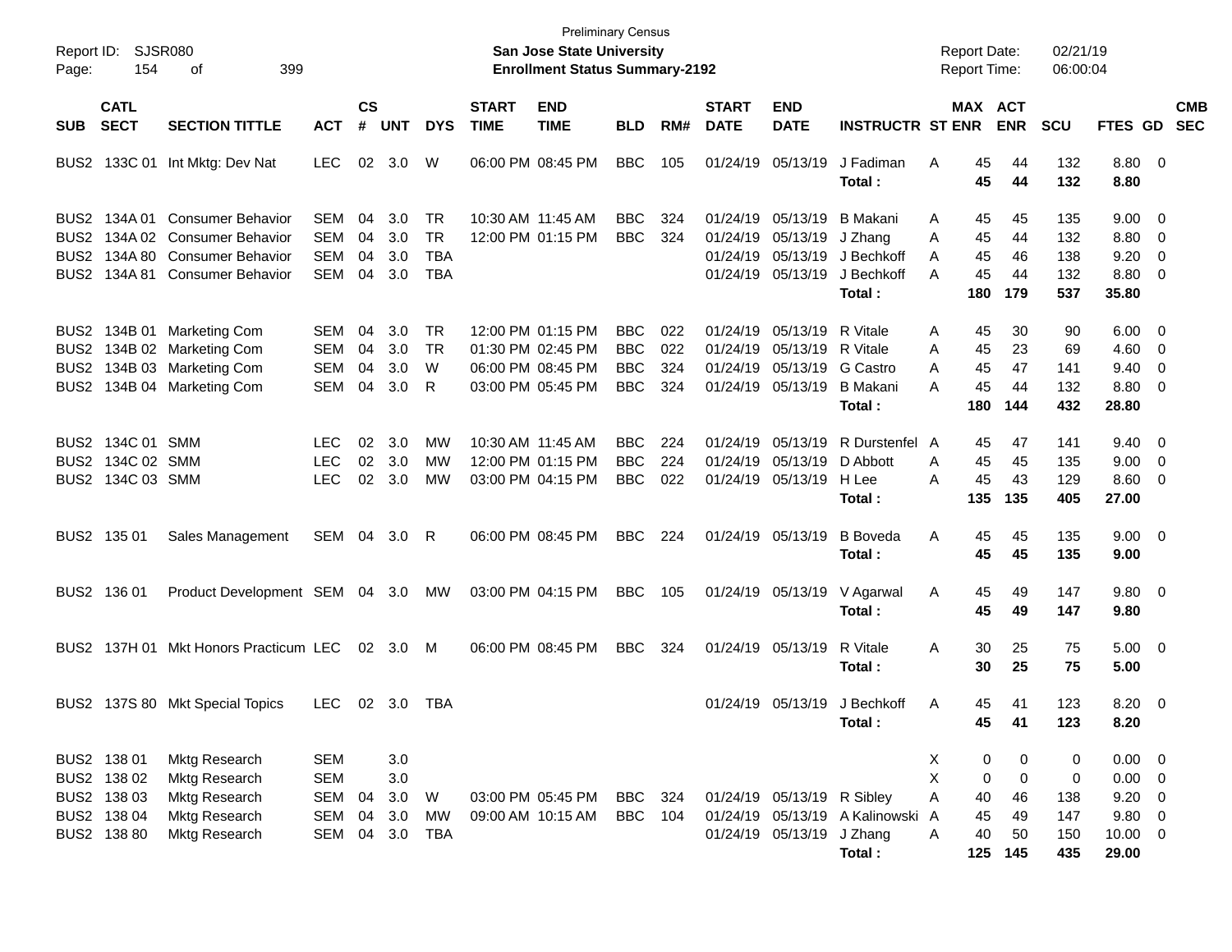Preliminary Census
**San Jose State University**
**Enrollment Status Summary-2192**

Report ID: SJSR080
Report Date: 02/21/19
Report Time: 06:00:04

| SUB | CATL SECT | SECTION TITTLE | ACT | CS # | UNT | DYS | START TIME | END TIME | BLD | RM# | START DATE | END DATE | INSTRUCTR | ST | MAX ENR | ACT ENR | SCU | FTES | GD | CMB SEC |
|---|---|---|---|---|---|---|---|---|---|---|---|---|---|---|---|---|---|---|---|---|
| BUS2 | 133C 01 | Int Mktg: Dev Nat | LEC | 02 | 3.0 | W | 06:00 PM | 08:45 PM | BBC | 105 | 01/24/19 | 05/13/19 | J Fadiman | A | 45 | 44 | 132 | 8.80 | 0 | |
| | | | | | | | | | | | | | **Total :** | | **45** | **44** | **132** | **8.80** | | |
| BUS2 | 134A 01 | Consumer Behavior | SEM | 04 | 3.0 | TR | 10:30 AM | 11:45 AM | BBC | 324 | 01/24/19 | 05/13/19 | B Makani | A | 45 | 45 | 135 | 9.00 | 0 | |
| BUS2 | 134A 02 | Consumer Behavior | SEM | 04 | 3.0 | TR | 12:00 PM | 01:15 PM | BBC | 324 | 01/24/19 | 05/13/19 | J Zhang | A | 45 | 44 | 132 | 8.80 | 0 | |
| BUS2 | 134A 80 | Consumer Behavior | SEM | 04 | 3.0 | TBA | | | | | 01/24/19 | 05/13/19 | J Bechkoff | A | 45 | 46 | 138 | 9.20 | 0 | |
| BUS2 | 134A 81 | Consumer Behavior | SEM | 04 | 3.0 | TBA | | | | | 01/24/19 | 05/13/19 | J Bechkoff | A | 45 | 44 | 132 | 8.80 | 0 | |
| | | | | | | | | | | | | | **Total :** | | **180** | **179** | **537** | **35.80** | | |
| BUS2 | 134B 01 | Marketing Com | SEM | 04 | 3.0 | TR | 12:00 PM | 01:15 PM | BBC | 022 | 01/24/19 | 05/13/19 | R Vitale | A | 45 | 30 | 90 | 6.00 | 0 | |
| BUS2 | 134B 02 | Marketing Com | SEM | 04 | 3.0 | TR | 01:30 PM | 02:45 PM | BBC | 022 | 01/24/19 | 05/13/19 | R Vitale | A | 45 | 23 | 69 | 4.60 | 0 | |
| BUS2 | 134B 03 | Marketing Com | SEM | 04 | 3.0 | W | 06:00 PM | 08:45 PM | BBC | 324 | 01/24/19 | 05/13/19 | G Castro | A | 45 | 47 | 141 | 9.40 | 0 | |
| BUS2 | 134B 04 | Marketing Com | SEM | 04 | 3.0 | R | 03:00 PM | 05:45 PM | BBC | 324 | 01/24/19 | 05/13/19 | B Makani | A | 45 | 44 | 132 | 8.80 | 0 | |
| | | | | | | | | | | | | | **Total :** | | **180** | **144** | **432** | **28.80** | | |
| BUS2 | 134C 01 | SMM | LEC | 02 | 3.0 | MW | 10:30 AM | 11:45 AM | BBC | 224 | 01/24/19 | 05/13/19 | R Durstenfel | A | 45 | 47 | 141 | 9.40 | 0 | |
| BUS2 | 134C 02 | SMM | LEC | 02 | 3.0 | MW | 12:00 PM | 01:15 PM | BBC | 224 | 01/24/19 | 05/13/19 | D Abbott | A | 45 | 45 | 135 | 9.00 | 0 | |
| BUS2 | 134C 03 | SMM | LEC | 02 | 3.0 | MW | 03:00 PM | 04:15 PM | BBC | 022 | 01/24/19 | 05/13/19 | H Lee | A | 45 | 43 | 129 | 8.60 | 0 | |
| | | | | | | | | | | | | | **Total :** | | **135** | **135** | **405** | **27.00** | | |
| BUS2 | 135 01 | Sales Management | SEM | 04 | 3.0 | R | 06:00 PM | 08:45 PM | BBC | 224 | 01/24/19 | 05/13/19 | B Boveda | A | 45 | 45 | 135 | 9.00 | 0 | |
| | | | | | | | | | | | | | **Total :** | | **45** | **45** | **135** | **9.00** | | |
| BUS2 | 136 01 | Product Development | SEM | 04 | 3.0 | MW | 03:00 PM | 04:15 PM | BBC | 105 | 01/24/19 | 05/13/19 | V Agarwal | A | 45 | 49 | 147 | 9.80 | 0 | |
| | | | | | | | | | | | | | **Total :** | | **45** | **49** | **147** | **9.80** | | |
| BUS2 | 137H 01 | Mkt Honors Practicum | LEC | 02 | 3.0 | M | 06:00 PM | 08:45 PM | BBC | 324 | 01/24/19 | 05/13/19 | R Vitale | A | 30 | 25 | 75 | 5.00 | 0 | |
| | | | | | | | | | | | | | **Total :** | | **30** | **25** | **75** | **5.00** | | |
| BUS2 | 137S 80 | Mkt Special Topics | LEC | 02 | 3.0 | TBA | | | | | 01/24/19 | 05/13/19 | J Bechkoff | A | 45 | 41 | 123 | 8.20 | 0 | |
| | | | | | | | | | | | | | **Total :** | | **45** | **41** | **123** | **8.20** | | |
| BUS2 | 138 01 | Mktg Research | SEM | | 3.0 | | | | | | | | | X | 0 | 0 | 0 | 0.00 | 0 | |
| BUS2 | 138 02 | Mktg Research | SEM | | 3.0 | | | | | | | | | X | 0 | 0 | 0 | 0.00 | 0 | |
| BUS2 | 138 03 | Mktg Research | SEM | 04 | 3.0 | W | 03:00 PM | 05:45 PM | BBC | 324 | 01/24/19 | 05/13/19 | R Sibley | A | 40 | 46 | 138 | 9.20 | 0 | |
| BUS2 | 138 04 | Mktg Research | SEM | 04 | 3.0 | MW | 09:00 AM | 10:15 AM | BBC | 104 | 01/24/19 | 05/13/19 | A Kalinowski | A | 45 | 49 | 147 | 9.80 | 0 | |
| BUS2 | 138 80 | Mktg Research | SEM | 04 | 3.0 | TBA | | | | | 01/24/19 | 05/13/19 | J Zhang | A | 40 | 50 | 150 | 10.00 | 0 | |
| | | | | | | | | | | | | | **Total :** | | **125** | **145** | **435** | **29.00** | | |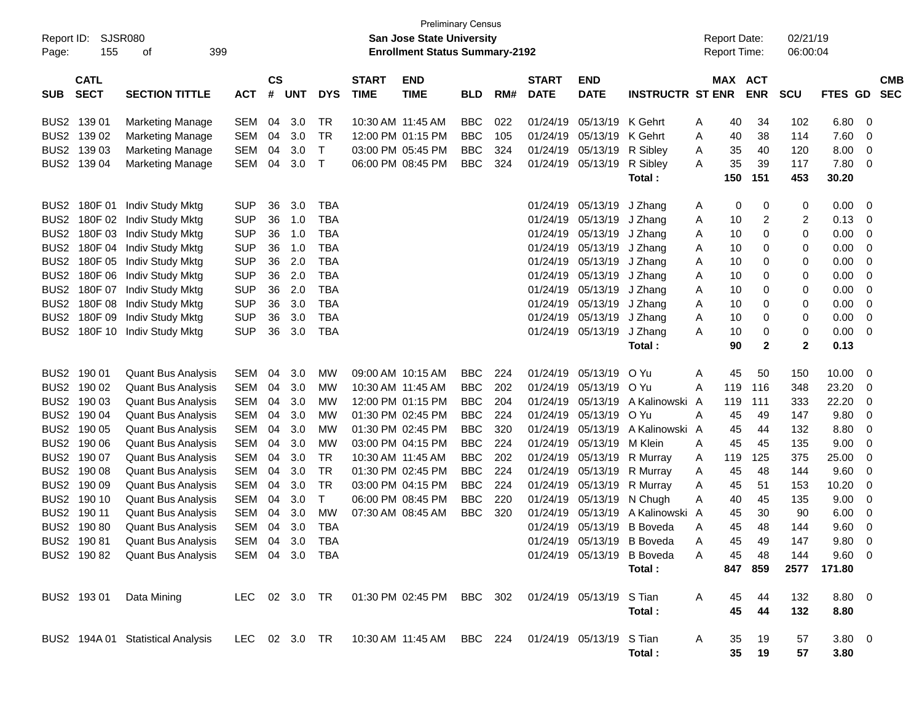Preliminary Census

Report ID: SJSR080

**San Jose State University**

**Enrollment Status Summary-2192**

Report Date: 02/21/19

Report Time: 06:00:04

| SUB | CATL SECT | SECTION TITTLE | ACT | CS # | UNT | DYS | START TIME | END TIME | BLD | RM# | START DATE | END DATE | INSTRUCTR | ST | MAX ENR | ACT ENR | SCU | FTES | GD | CMB SEC |
|---|---|---|---|---|---|---|---|---|---|---|---|---|---|---|---|---|---|---|---|---|
| BUS2 | 139 01 | Marketing Manage | SEM | 04 | 3.0 | TR | 10:30 AM | 11:45 AM | BBC | 022 | 01/24/19 | 05/13/19 | K Gehrt | A | 40 | 34 | 102 | 6.80 | 0 | |
| BUS2 | 139 02 | Marketing Manage | SEM | 04 | 3.0 | TR | 12:00 PM | 01:15 PM | BBC | 105 | 01/24/19 | 05/13/19 | K Gehrt | A | 40 | 38 | 114 | 7.60 | 0 | |
| BUS2 | 139 03 | Marketing Manage | SEM | 04 | 3.0 | T | 03:00 PM | 05:45 PM | BBC | 324 | 01/24/19 | 05/13/19 | R Sibley | A | 35 | 40 | 120 | 8.00 | 0 | |
| BUS2 | 139 04 | Marketing Manage | SEM | 04 | 3.0 | T | 06:00 PM | 08:45 PM | BBC | 324 | 01/24/19 | 05/13/19 | R Sibley | A | 35 | 39 | 117 | 7.80 | 0 | |
| | | | | | | | | | | | | | **Total :** | | **150** | **151** | **453** | **30.20** | | |
| BUS2 | 180F 01 | Indiv Study Mktg | SUP | 36 | 3.0 | TBA | | | | | 01/24/19 | 05/13/19 | J Zhang | A | 0 | 0 | 0 | 0.00 | 0 | |
| BUS2 | 180F 02 | Indiv Study Mktg | SUP | 36 | 1.0 | TBA | | | | | 01/24/19 | 05/13/19 | J Zhang | A | 10 | 2 | 2 | 0.13 | 0 | |
| BUS2 | 180F 03 | Indiv Study Mktg | SUP | 36 | 1.0 | TBA | | | | | 01/24/19 | 05/13/19 | J Zhang | A | 10 | 0 | 0 | 0.00 | 0 | |
| BUS2 | 180F 04 | Indiv Study Mktg | SUP | 36 | 1.0 | TBA | | | | | 01/24/19 | 05/13/19 | J Zhang | A | 10 | 0 | 0 | 0.00 | 0 | |
| BUS2 | 180F 05 | Indiv Study Mktg | SUP | 36 | 2.0 | TBA | | | | | 01/24/19 | 05/13/19 | J Zhang | A | 10 | 0 | 0 | 0.00 | 0 | |
| BUS2 | 180F 06 | Indiv Study Mktg | SUP | 36 | 2.0 | TBA | | | | | 01/24/19 | 05/13/19 | J Zhang | A | 10 | 0 | 0 | 0.00 | 0 | |
| BUS2 | 180F 07 | Indiv Study Mktg | SUP | 36 | 2.0 | TBA | | | | | 01/24/19 | 05/13/19 | J Zhang | A | 10 | 0 | 0 | 0.00 | 0 | |
| BUS2 | 180F 08 | Indiv Study Mktg | SUP | 36 | 3.0 | TBA | | | | | 01/24/19 | 05/13/19 | J Zhang | A | 10 | 0 | 0 | 0.00 | 0 | |
| BUS2 | 180F 09 | Indiv Study Mktg | SUP | 36 | 3.0 | TBA | | | | | 01/24/19 | 05/13/19 | J Zhang | A | 10 | 0 | 0 | 0.00 | 0 | |
| BUS2 | 180F 10 | Indiv Study Mktg | SUP | 36 | 3.0 | TBA | | | | | 01/24/19 | 05/13/19 | J Zhang | A | 10 | 0 | 0 | 0.00 | 0 | |
| | | | | | | | | | | | | | **Total :** | | **90** | **2** | **2** | **0.13** | | |
| BUS2 | 190 01 | Quant Bus Analysis | SEM | 04 | 3.0 | MW | 09:00 AM | 10:15 AM | BBC | 224 | 01/24/19 | 05/13/19 | O Yu | A | 45 | 50 | 150 | 10.00 | 0 | |
| BUS2 | 190 02 | Quant Bus Analysis | SEM | 04 | 3.0 | MW | 10:30 AM | 11:45 AM | BBC | 202 | 01/24/19 | 05/13/19 | O Yu | A | 119 | 116 | 348 | 23.20 | 0 | |
| BUS2 | 190 03 | Quant Bus Analysis | SEM | 04 | 3.0 | MW | 12:00 PM | 01:15 PM | BBC | 204 | 01/24/19 | 05/13/19 | A Kalinowski | A | 119 | 111 | 333 | 22.20 | 0 | |
| BUS2 | 190 04 | Quant Bus Analysis | SEM | 04 | 3.0 | MW | 01:30 PM | 02:45 PM | BBC | 224 | 01/24/19 | 05/13/19 | O Yu | A | 45 | 49 | 147 | 9.80 | 0 | |
| BUS2 | 190 05 | Quant Bus Analysis | SEM | 04 | 3.0 | MW | 01:30 PM | 02:45 PM | BBC | 320 | 01/24/19 | 05/13/19 | A Kalinowski | A | 45 | 44 | 132 | 8.80 | 0 | |
| BUS2 | 190 06 | Quant Bus Analysis | SEM | 04 | 3.0 | MW | 03:00 PM | 04:15 PM | BBC | 224 | 01/24/19 | 05/13/19 | M Klein | A | 45 | 45 | 135 | 9.00 | 0 | |
| BUS2 | 190 07 | Quant Bus Analysis | SEM | 04 | 3.0 | TR | 10:30 AM | 11:45 AM | BBC | 202 | 01/24/19 | 05/13/19 | R Murray | A | 119 | 125 | 375 | 25.00 | 0 | |
| BUS2 | 190 08 | Quant Bus Analysis | SEM | 04 | 3.0 | TR | 01:30 PM | 02:45 PM | BBC | 224 | 01/24/19 | 05/13/19 | R Murray | A | 45 | 48 | 144 | 9.60 | 0 | |
| BUS2 | 190 09 | Quant Bus Analysis | SEM | 04 | 3.0 | TR | 03:00 PM | 04:15 PM | BBC | 224 | 01/24/19 | 05/13/19 | R Murray | A | 45 | 51 | 153 | 10.20 | 0 | |
| BUS2 | 190 10 | Quant Bus Analysis | SEM | 04 | 3.0 | T | 06:00 PM | 08:45 PM | BBC | 220 | 01/24/19 | 05/13/19 | N Chugh | A | 40 | 45 | 135 | 9.00 | 0 | |
| BUS2 | 190 11 | Quant Bus Analysis | SEM | 04 | 3.0 | MW | 07:30 AM | 08:45 AM | BBC | 320 | 01/24/19 | 05/13/19 | A Kalinowski | A | 45 | 30 | 90 | 6.00 | 0 | |
| BUS2 | 190 80 | Quant Bus Analysis | SEM | 04 | 3.0 | TBA | | | | | 01/24/19 | 05/13/19 | B Boveda | A | 45 | 48 | 144 | 9.60 | 0 | |
| BUS2 | 190 81 | Quant Bus Analysis | SEM | 04 | 3.0 | TBA | | | | | 01/24/19 | 05/13/19 | B Boveda | A | 45 | 49 | 147 | 9.80 | 0 | |
| BUS2 | 190 82 | Quant Bus Analysis | SEM | 04 | 3.0 | TBA | | | | | 01/24/19 | 05/13/19 | B Boveda | A | 45 | 48 | 144 | 9.60 | 0 | |
| | | | | | | | | | | | | | **Total :** | | **847** | **859** | **2577** | **171.80** | | |
| BUS2 | 193 01 | Data Mining | LEC | 02 | 3.0 | TR | 01:30 PM | 02:45 PM | BBC | 302 | 01/24/19 | 05/13/19 | S Tian | A | 45 | 44 | 132 | 8.80 | 0 | |
| | | | | | | | | | | | | | **Total :** | | **45** | **44** | **132** | **8.80** | | |
| BUS2 | 194A 01 | Statistical Analysis | LEC | 02 | 3.0 | TR | 10:30 AM | 11:45 AM | BBC | 224 | 01/24/19 | 05/13/19 | S Tian | A | 35 | 19 | 57 | 3.80 | 0 | |
| | | | | | | | | | | | | | **Total :** | | **35** | **19** | **57** | **3.80** | | |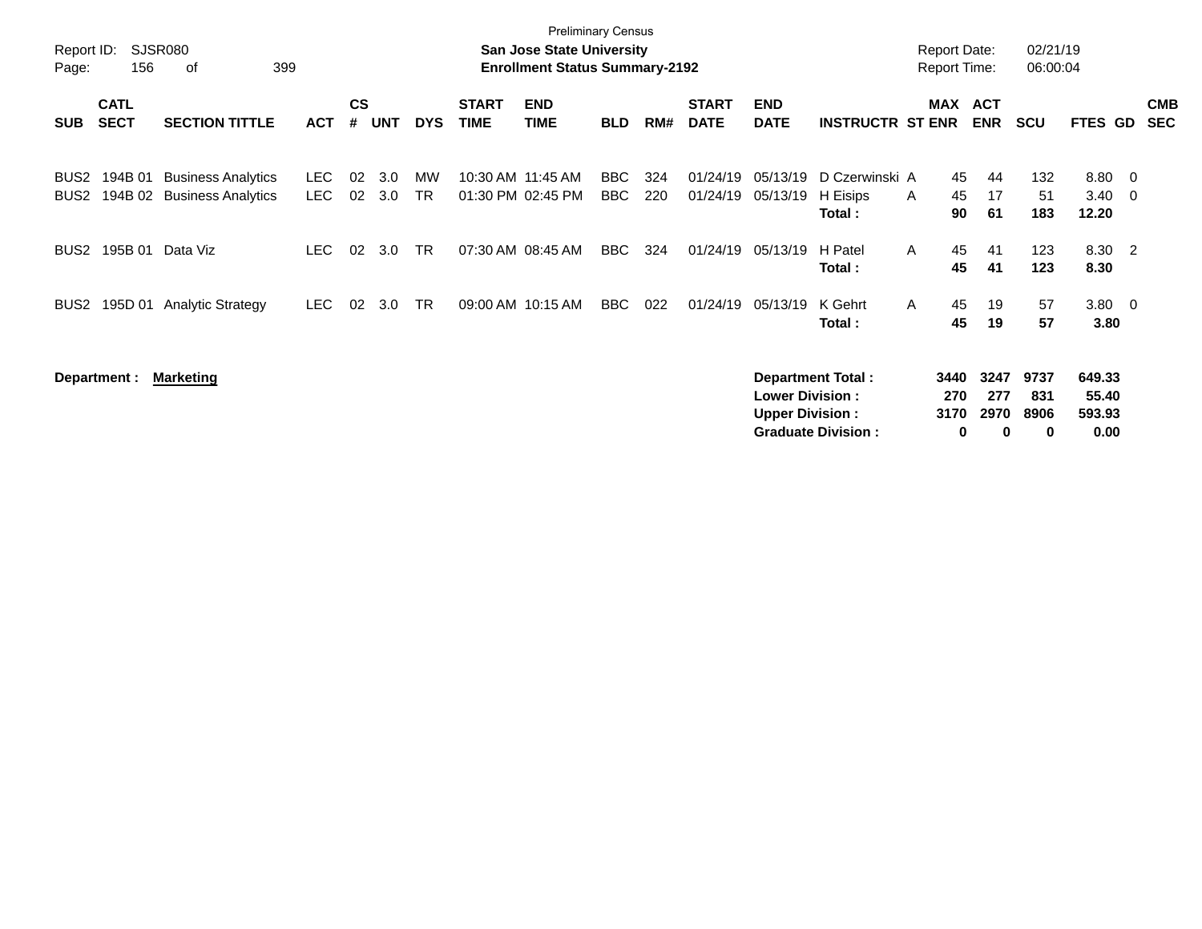Preliminary Census

**San Jose State University**
**Enrollment Status Summary-2192**

Report ID: SJSR080
Report Date: 02/21/19
Report Time: 06:00:04

| SUB | CATL SECT | SECTION TITTLE | ACT | CS # | UNT | DYS | START TIME | END TIME | BLD | RM# | START DATE | END DATE | INSTRUCTR | ST | MAX ENR | ACT ENR | SCU | FTES | GD | CMB SEC |
|---|---|---|---|---|---|---|---|---|---|---|---|---|---|---|---|---|---|---|---|---|
| BUS2 | 194B 01 | Business Analytics | LEC | 02 | 3.0 | MW | 10:30 AM | 11:45 AM | BBC | 324 | 01/24/19 | 05/13/19 | D Czerwinski | A | 45 | 44 | 132 | 8.80 | 0 | |
| BUS2 | 194B 02 | Business Analytics | LEC | 02 | 3.0 | TR | 01:30 PM | 02:45 PM | BBC | 220 | 01/24/19 | 05/13/19 | H Eisips | A | 45 | 17 | 51 | 3.40 | 0 | |
| | | | | | | | | | | | | | **Total :** | | **90** | **61** | **183** | **12.20** | | |
| BUS2 | 195B 01 | Data Viz | LEC | 02 | 3.0 | TR | 07:30 AM | 08:45 AM | BBC | 324 | 01/24/19 | 05/13/19 | H Patel | A | 45 | 41 | 123 | 8.30 | 2 | |
| | | | | | | | | | | | | | **Total :** | | **45** | **41** | **123** | **8.30** | | |
| BUS2 | 195D 01 | Analytic Strategy | LEC | 02 | 3.0 | TR | 09:00 AM | 10:15 AM | BBC | 022 | 01/24/19 | 05/13/19 | K Gehrt | A | 45 | 19 | 57 | 3.80 | 0 | |
| | | | | | | | | | | | | | **Total :** | | **45** | **19** | **57** | **3.80** | | |

**Department :** **Marketing**

| | MAX ENR | ACT ENR | SCU | FTES |
|---|---|---|---|---|
| **Department Total :** | **3440** | **3247** | **9737** | **649.33** |
| **Lower Division :** | **270** | **277** | **831** | **55.40** |
| **Upper Division :** | **3170** | **2970** | **8906** | **593.93** |
| **Graduate Division :** | **0** | **0** | **0** | **0.00** |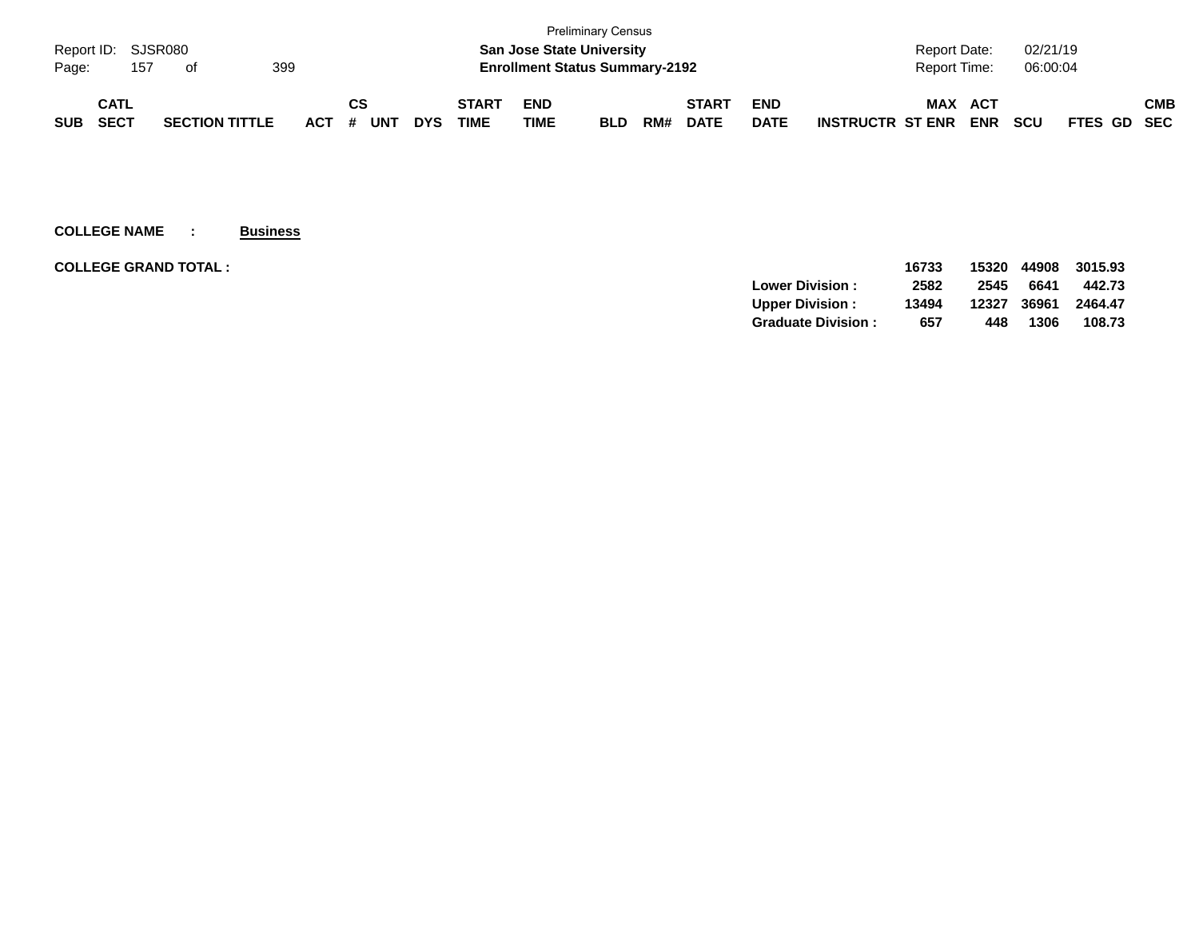| SUB | CATL SECT | SECTION TITTLE | ACT | CS # | UNT | DYS | START TIME | END TIME | BLD | RM# | START DATE | END DATE | INSTRUCTR | MAX ST ENR | ACT ENR | SCU | FTES | GD | CMB SEC |
|---|---|---|---|---|---|---|---|---|---|---|---|---|---|---|---|---|---|---|---|

**COLLEGE NAME : Business**

**COLLEGE GRAND TOTAL :**

| | MAX ST ENR | ACT ENR | SCU | FTES |
|---|---|---|---|---|
| | 16733 | 15320 | 44908 | 3015.93 |
| Lower Division : | 2582 | 2545 | 6641 | 442.73 |
| Upper Division : | 13494 | 12327 | 36961 | 2464.47 |
| Graduate Division : | 657 | 448 | 1306 | 108.73 |